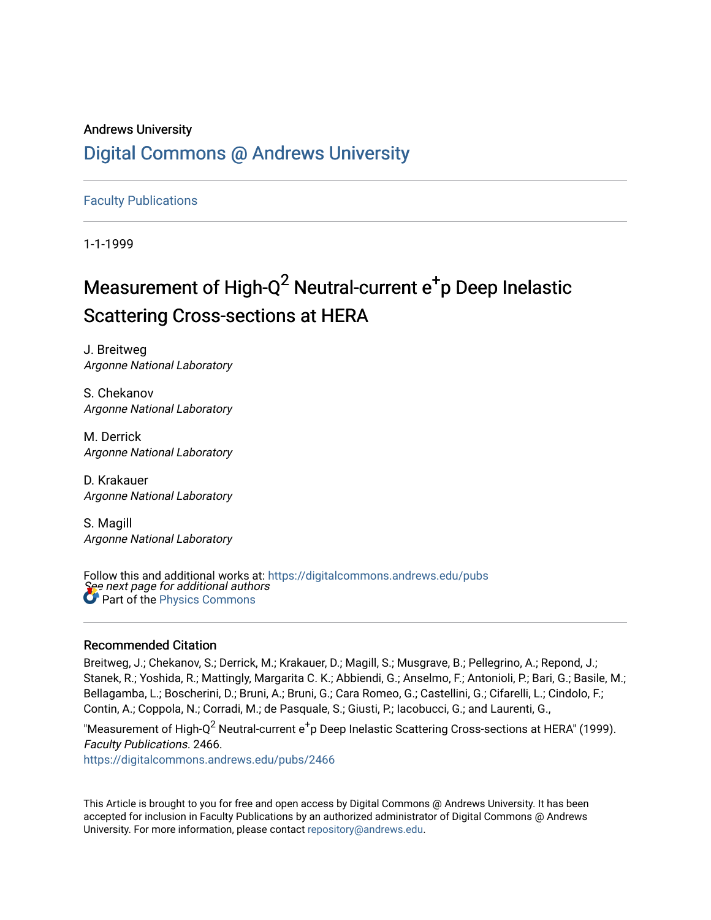Andrews University

# Digital Commons @ Andrews University

Faculty Publications

1-1-1999

# Measurement of High-$Q^2$ Neutral-current $e^+p$ Deep Inelastic Scattering Cross-sections at HERA

J. Breitweg
*Argonne National Laboratory*

S. Chekanov
*Argonne National Laboratory*

M. Derrick
*Argonne National Laboratory*

D. Krakauer
*Argonne National Laboratory*

S. Magill
*Argonne National Laboratory*

*See next page for additional authors*

Follow this and additional works at: https://digitalcommons.andrews.edu/pubs

Part of the Physics Commons

## Recommended Citation

Breitweg, J.; Chekanov, S.; Derrick, M.; Krakauer, D.; Magill, S.; Musgrave, B.; Pellegrino, A.; Repond, J.; Stanek, R.; Yoshida, R.; Mattingly, Margarita C. K.; Abbiendi, G.; Anselmo, F.; Antonioli, P.; Bari, G.; Basile, M.; Bellagamba, L.; Boscherini, D.; Bruni, A.; Bruni, G.; Cara Romeo, G.; Castellini, G.; Cifarelli, L.; Cindolo, F.; Contin, A.; Coppola, N.; Corradi, M.; de Pasquale, S.; Giusti, P.; Iacobucci, G.; and Laurenti, G., "Measurement of High-$Q^2$ Neutral-current $e^+p$ Deep Inelastic Scattering Cross-sections at HERA" (1999). *Faculty Publications*. 2466.
https://digitalcommons.andrews.edu/pubs/2466

This Article is brought to you for free and open access by Digital Commons @ Andrews University. It has been accepted for inclusion in Faculty Publications by an authorized administrator of Digital Commons @ Andrews University. For more information, please contact repository@andrews.edu.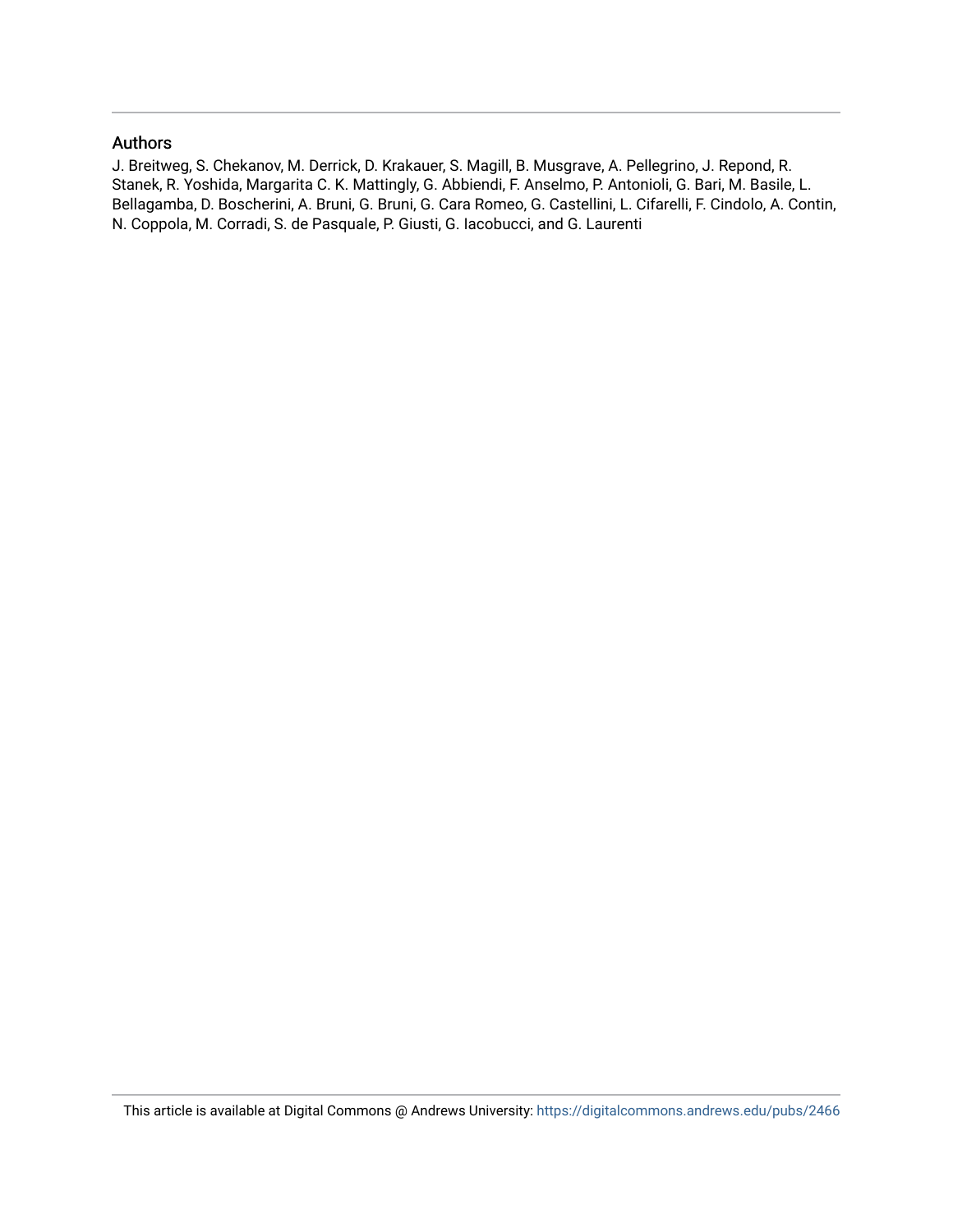## Authors

J. Breitweg, S. Chekanov, M. Derrick, D. Krakauer, S. Magill, B. Musgrave, A. Pellegrino, J. Repond, R. Stanek, R. Yoshida, Margarita C. K. Mattingly, G. Abbiendi, F. Anselmo, P. Antonioli, G. Bari, M. Basile, L. Bellagamba, D. Boscherini, A. Bruni, G. Bruni, G. Cara Romeo, G. Castellini, L. Cifarelli, F. Cindolo, A. Contin, N. Coppola, M. Corradi, S. de Pasquale, P. Giusti, G. Iacobucci, and G. Laurenti

This article is available at Digital Commons @ Andrews University: https://digitalcommons.andrews.edu/pubs/2466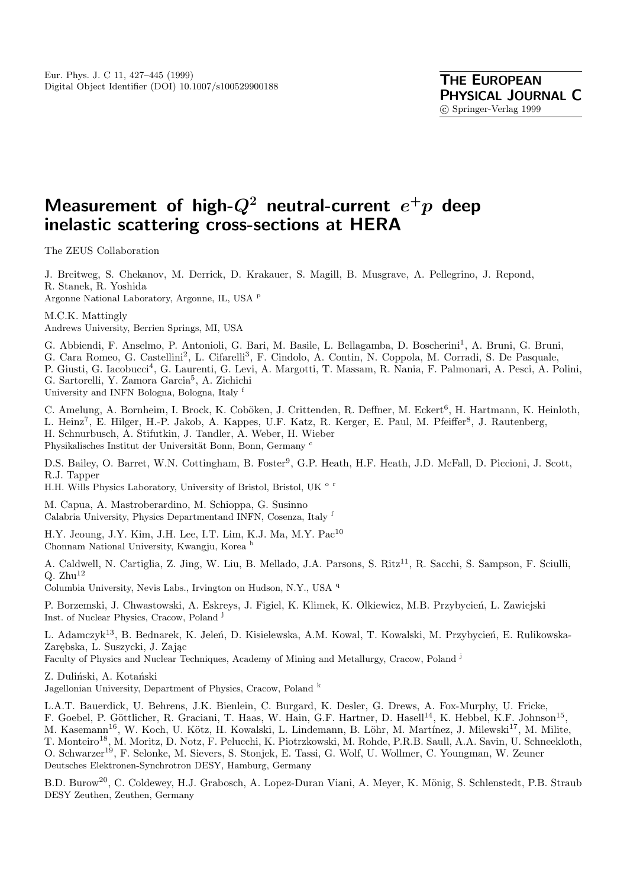# Measurement of high-$Q^2$ neutral-current $e^+p$ deep inelastic scattering cross-sections at HERA

The ZEUS Collaboration

J. Breitweg, S. Chekanov, M. Derrick, D. Krakauer, S. Magill, B. Musgrave, A. Pellegrino, J. Repond, R. Stanek, R. Yoshida
Argonne National Laboratory, Argonne, IL, USA [p]

M.C.K. Mattingly
Andrews University, Berrien Springs, MI, USA

G. Abbiendi, F. Anselmo, P. Antonioli, G. Bari, M. Basile, L. Bellagamba, D. Boscherini[1], A. Bruni, G. Bruni, G. Cara Romeo, G. Castellini[2], L. Cifarelli[3], F. Cindolo, A. Contin, N. Coppola, M. Corradi, S. De Pasquale, P. Giusti, G. Iacobucci[4], G. Laurenti, G. Levi, A. Margotti, T. Massam, R. Nania, F. Palmonari, A. Pesci, A. Polini, G. Sartorelli, Y. Zamora Garcia[5], A. Zichichi
University and INFN Bologna, Bologna, Italy [f]

C. Amelung, A. Bornheim, I. Brock, K. Coböken, J. Crittenden, R. Deffner, M. Eckert[6], H. Hartmann, K. Heinloth, L. Heinz[7], E. Hilger, H.-P. Jakob, A. Kappes, U.F. Katz, R. Kerger, E. Paul, M. Pfeiffer[8], J. Rautenberg, H. Schnurbusch, A. Stifutkin, J. Tandler, A. Weber, H. Wieber
Physikalisches Institut der Universität Bonn, Bonn, Germany [c]

D.S. Bailey, O. Barret, W.N. Cottingham, B. Foster[9], G.P. Heath, H.F. Heath, J.D. McFall, D. Piccioni, J. Scott, R.J. Tapper
H.H. Wills Physics Laboratory, University of Bristol, Bristol, UK [o r]

M. Capua, A. Mastroberardino, M. Schioppa, G. Susinno
Calabria University, Physics Departmentand INFN, Cosenza, Italy [f]

H.Y. Jeoung, J.Y. Kim, J.H. Lee, I.T. Lim, K.J. Ma, M.Y. Pac[10]
Chonnam National University, Kwangju, Korea [h]

A. Caldwell, N. Cartiglia, Z. Jing, W. Liu, B. Mellado, J.A. Parsons, S. Ritz[11], R. Sacchi, S. Sampson, F. Sciulli, Q. Zhu[12]
Columbia University, Nevis Labs., Irvington on Hudson, N.Y., USA [q]

P. Borzemski, J. Chwastowski, A. Eskreys, J. Figiel, K. Klimek, K. Olkiewicz, M.B. Przybycień, L. Zawiejski
Inst. of Nuclear Physics, Cracow, Poland [j]

L. Adamczyk[13], B. Bednarek, K. Jeleń, D. Kisielewska, A.M. Kowal, T. Kowalski, M. Przybycień, E. Rulikowska-Zarębska, L. Suszycki, J. Zając
Faculty of Physics and Nuclear Techniques, Academy of Mining and Metallurgy, Cracow, Poland [j]

Z. Duliński, A. Kotański
Jagellonian University, Department of Physics, Cracow, Poland [k]

L.A.T. Bauerdick, U. Behrens, J.K. Bienlein, C. Burgard, K. Desler, G. Drews, A. Fox-Murphy, U. Fricke, F. Goebel, P. Göttlicher, R. Graciani, T. Haas, W. Hain, G.F. Hartner, D. Hasell[14], K. Hebbel, K.F. Johnson[15], M. Kasemann[16], W. Koch, U. Kötz, H. Kowalski, L. Lindemann, B. Löhr, M. Martínez, J. Milewski[17], M. Milite, T. Monteiro[18], M. Moritz, D. Notz, F. Pelucchi, K. Piotrzkowski, M. Rohde, P.R.B. Saull, A.A. Savin, U. Schneekloth, O. Schwarzer[19], F. Selonke, M. Sievers, S. Stonjek, E. Tassi, G. Wolf, U. Wollmer, C. Youngman, W. Zeuner
Deutsches Elektronen-Synchrotron DESY, Hamburg, Germany

B.D. Burow[20], C. Coldewey, H.J. Grabosch, A. Lopez-Duran Viani, A. Meyer, K. Mönig, S. Schlenstedt, P.B. Straub
DESY Zeuthen, Zeuthen, Germany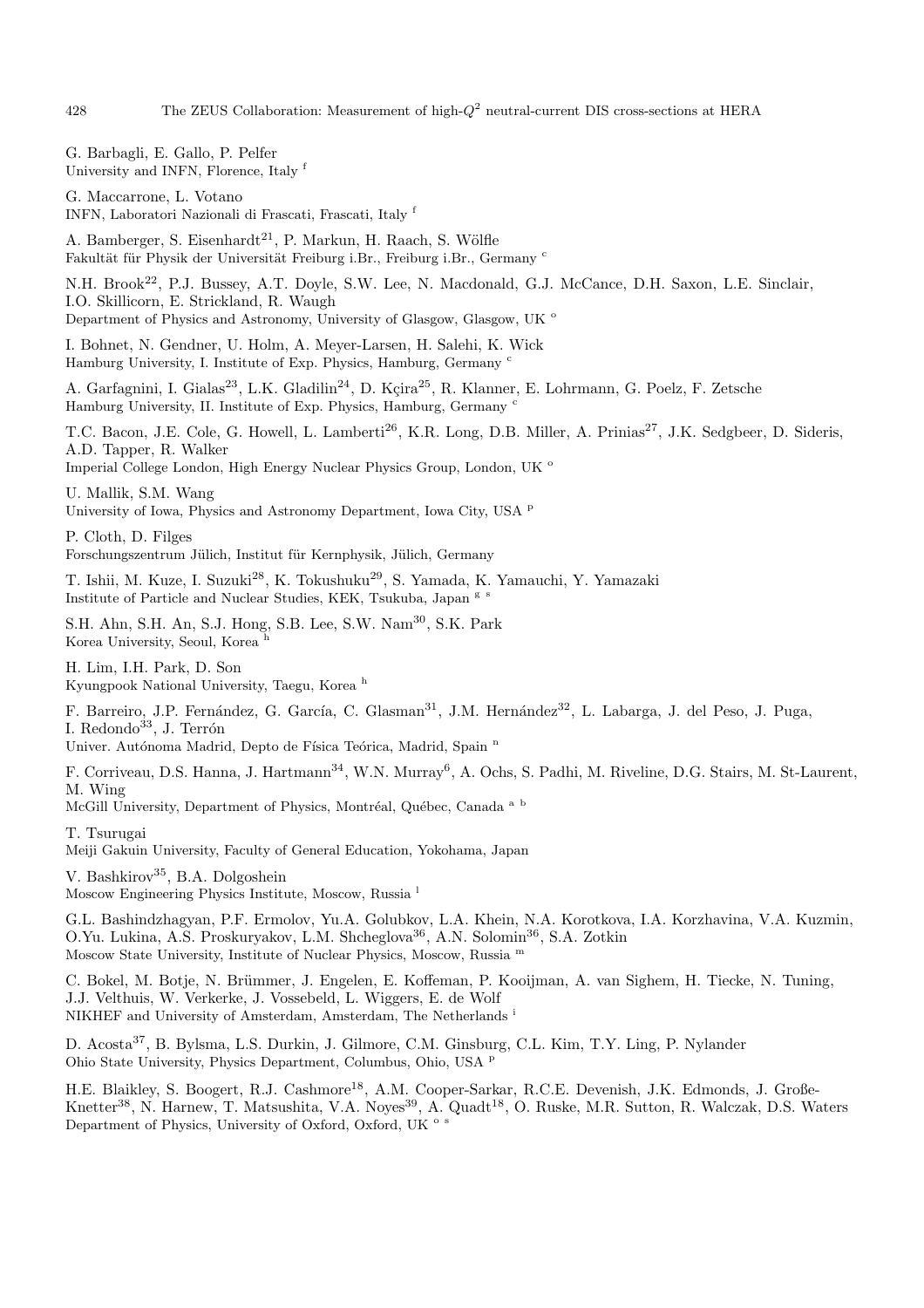G. Barbagli, E. Gallo, P. Pelfer
University and INFN, Florence, Italy [f]

G. Maccarrone, L. Votano
INFN, Laboratori Nazionali di Frascati, Frascati, Italy [f]

A. Bamberger, S. Eisenhardt[21], P. Markun, H. Raach, S. Wölfle
Fakultät für Physik der Universität Freiburg i.Br., Freiburg i.Br., Germany [c]

N.H. Brook[22], P.J. Bussey, A.T. Doyle, S.W. Lee, N. Macdonald, G.J. McCance, D.H. Saxon, L.E. Sinclair, I.O. Skillicorn, E. Strickland, R. Waugh
Department of Physics and Astronomy, University of Glasgow, Glasgow, UK [o]

I. Bohnet, N. Gendner, U. Holm, A. Meyer-Larsen, H. Salehi, K. Wick
Hamburg University, I. Institute of Exp. Physics, Hamburg, Germany [c]

A. Garfagnini, I. Gialas[23], L.K. Gladilin[24], D. Kçira[25], R. Klanner, E. Lohrmann, G. Poelz, F. Zetsche
Hamburg University, II. Institute of Exp. Physics, Hamburg, Germany [c]

T.C. Bacon, J.E. Cole, G. Howell, L. Lamberti[26], K.R. Long, D.B. Miller, A. Prinias[27], J.K. Sedgbeer, D. Sideris, A.D. Tapper, R. Walker
Imperial College London, High Energy Nuclear Physics Group, London, UK [o]

U. Mallik, S.M. Wang
University of Iowa, Physics and Astronomy Department, Iowa City, USA [p]

P. Cloth, D. Filges
Forschungszentrum Jülich, Institut für Kernphysik, Jülich, Germany

T. Ishii, M. Kuze, I. Suzuki[28], K. Tokushuku[29], S. Yamada, K. Yamauchi, Y. Yamazaki
Institute of Particle and Nuclear Studies, KEK, Tsukuba, Japan [g s]

S.H. Ahn, S.H. An, S.J. Hong, S.B. Lee, S.W. Nam[30], S.K. Park
Korea University, Seoul, Korea [h]

H. Lim, I.H. Park, D. Son
Kyungpook National University, Taegu, Korea [h]

F. Barreiro, J.P. Fernández, G. García, C. Glasman[31], J.M. Hernández[32], L. Labarga, J. del Peso, J. Puga, I. Redondo[33], J. Terrón
Univer. Autónoma Madrid, Depto de Física Teórica, Madrid, Spain [n]

F. Corriveau, D.S. Hanna, J. Hartmann[34], W.N. Murray[6], A. Ochs, S. Padhi, M. Riveline, D.G. Stairs, M. St-Laurent, M. Wing
McGill University, Department of Physics, Montréal, Québec, Canada [a b]

T. Tsurugai
Meiji Gakuin University, Faculty of General Education, Yokohama, Japan

V. Bashkirov[35], B.A. Dolgoshein
Moscow Engineering Physics Institute, Moscow, Russia [l]

G.L. Bashindzhagyan, P.F. Ermolov, Yu.A. Golubkov, L.A. Khein, N.A. Korotkova, I.A. Korzhavina, V.A. Kuzmin, O.Yu. Lukina, A.S. Proskuryakov, L.M. Shcheglova[36], A.N. Solomin[36], S.A. Zotkin
Moscow State University, Institute of Nuclear Physics, Moscow, Russia [m]

C. Bokel, M. Botje, N. Brümmer, J. Engelen, E. Koffeman, P. Kooijman, A. van Sighem, H. Tiecke, N. Tuning, J.J. Velthuis, W. Verkerke, J. Vossebeld, L. Wiggers, E. de Wolf
NIKHEF and University of Amsterdam, Amsterdam, The Netherlands [i]

D. Acosta[37], B. Bylsma, L.S. Durkin, J. Gilmore, C.M. Ginsburg, C.L. Kim, T.Y. Ling, P. Nylander
Ohio State University, Physics Department, Columbus, Ohio, USA [p]

H.E. Blaikley, S. Boogert, R.J. Cashmore[18], A.M. Cooper-Sarkar, R.C.E. Devenish, J.K. Edmonds, J. Große-Knetter[38], N. Harnew, T. Matsushita, V.A. Noyes[39], A. Quadt[18], O. Ruske, M.R. Sutton, R. Walczak, D.S. Waters
Department of Physics, University of Oxford, Oxford, UK [o s]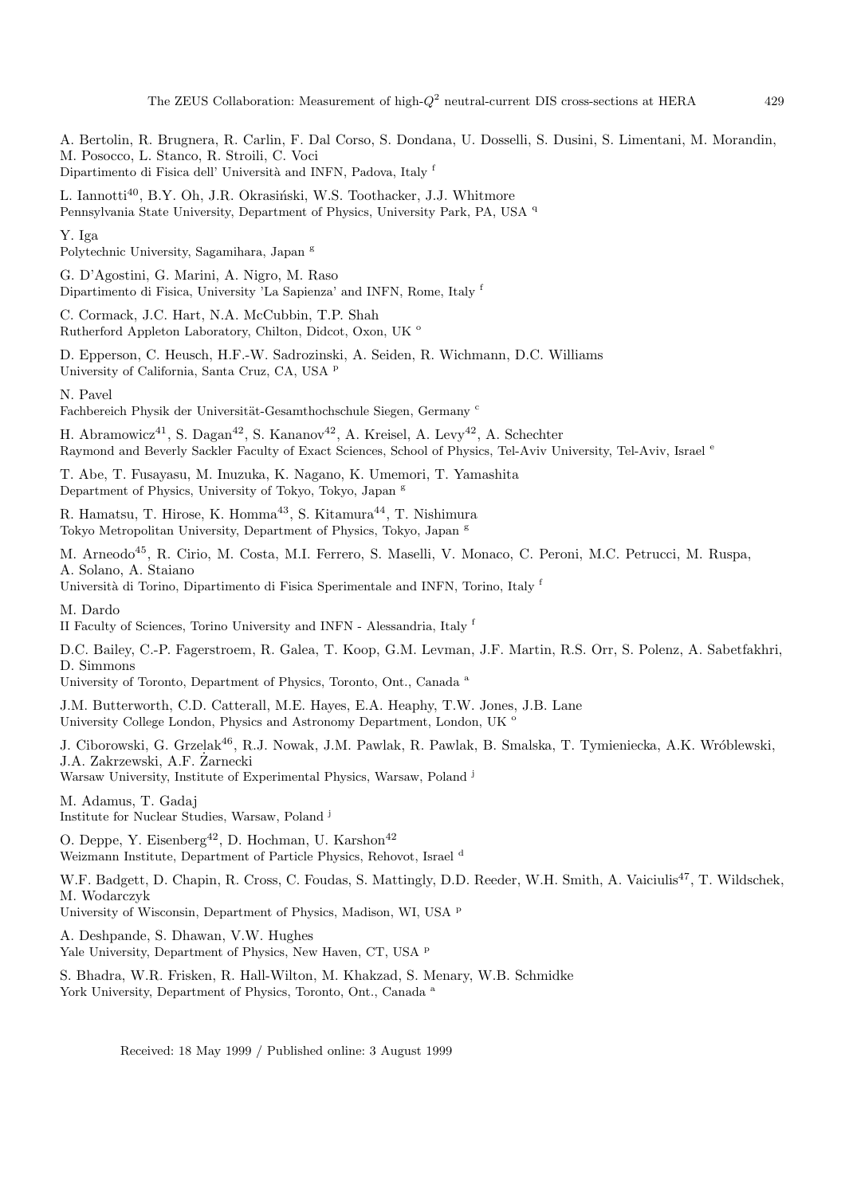A. Bertolin, R. Brugnera, R. Carlin, F. Dal Corso, S. Dondana, U. Dosselli, S. Dusini, S. Limentani, M. Morandin, M. Posocco, L. Stanco, R. Stroili, C. Voci
Dipartimento di Fisica dell' Università and INFN, Padova, Italy [f]

L. Iannotti[40], B.Y. Oh, J.R. Okrasiński, W.S. Toothacker, J.J. Whitmore
Pennsylvania State University, Department of Physics, University Park, PA, USA [q]

Y. Iga
Polytechnic University, Sagamihara, Japan [g]

G. D'Agostini, G. Marini, A. Nigro, M. Raso
Dipartimento di Fisica, University 'La Sapienza' and INFN, Rome, Italy [f]

C. Cormack, J.C. Hart, N.A. McCubbin, T.P. Shah
Rutherford Appleton Laboratory, Chilton, Didcot, Oxon, UK [o]

D. Epperson, C. Heusch, H.F.-W. Sadrozinski, A. Seiden, R. Wichmann, D.C. Williams
University of California, Santa Cruz, CA, USA [p]

N. Pavel
Fachbereich Physik der Universität-Gesamthochschule Siegen, Germany [c]

H. Abramowicz[41], S. Dagan[42], S. Kananov[42], A. Kreisel, A. Levy[42], A. Schechter
Raymond and Beverly Sackler Faculty of Exact Sciences, School of Physics, Tel-Aviv University, Tel-Aviv, Israel [e]

T. Abe, T. Fusayasu, M. Inuzuka, K. Nagano, K. Umemori, T. Yamashita
Department of Physics, University of Tokyo, Tokyo, Japan [g]

R. Hamatsu, T. Hirose, K. Homma[43], S. Kitamura[44], T. Nishimura
Tokyo Metropolitan University, Department of Physics, Tokyo, Japan [g]

M. Arneodo[45], R. Cirio, M. Costa, M.I. Ferrero, S. Maselli, V. Monaco, C. Peroni, M.C. Petrucci, M. Ruspa, A. Solano, A. Staiano
Università di Torino, Dipartimento di Fisica Sperimentale and INFN, Torino, Italy [f]

M. Dardo
II Faculty of Sciences, Torino University and INFN - Alessandria, Italy [f]

D.C. Bailey, C.-P. Fagerstroem, R. Galea, T. Koop, G.M. Levman, J.F. Martin, R.S. Orr, S. Polenz, A. Sabetfakhri, D. Simmons
University of Toronto, Department of Physics, Toronto, Ont., Canada [a]

J.M. Butterworth, C.D. Catterall, M.E. Hayes, E.A. Heaphy, T.W. Jones, J.B. Lane
University College London, Physics and Astronomy Department, London, UK [o]

J. Ciborowski, G. Grzelak[46], R.J. Nowak, J.M. Pawlak, R. Pawlak, B. Smalska, T. Tymieniecka, A.K. Wróblewski, J.A. Zakrzewski, A.F. Żarnecki
Warsaw University, Institute of Experimental Physics, Warsaw, Poland [j]

M. Adamus, T. Gadaj
Institute for Nuclear Studies, Warsaw, Poland [j]

O. Deppe, Y. Eisenberg[42], D. Hochman, U. Karshon[42]
Weizmann Institute, Department of Particle Physics, Rehovot, Israel [d]

W.F. Badgett, D. Chapin, R. Cross, C. Foudas, S. Mattingly, D.D. Reeder, W.H. Smith, A. Vaiciulis[47], T. Wildschek, M. Wodarczyk
University of Wisconsin, Department of Physics, Madison, WI, USA [p]

A. Deshpande, S. Dhawan, V.W. Hughes
Yale University, Department of Physics, New Haven, CT, USA [p]

S. Bhadra, W.R. Frisken, R. Hall-Wilton, M. Khakzad, S. Menary, W.B. Schmidke
York University, Department of Physics, Toronto, Ont., Canada [a]

Received: 18 May 1999 / Published online: 3 August 1999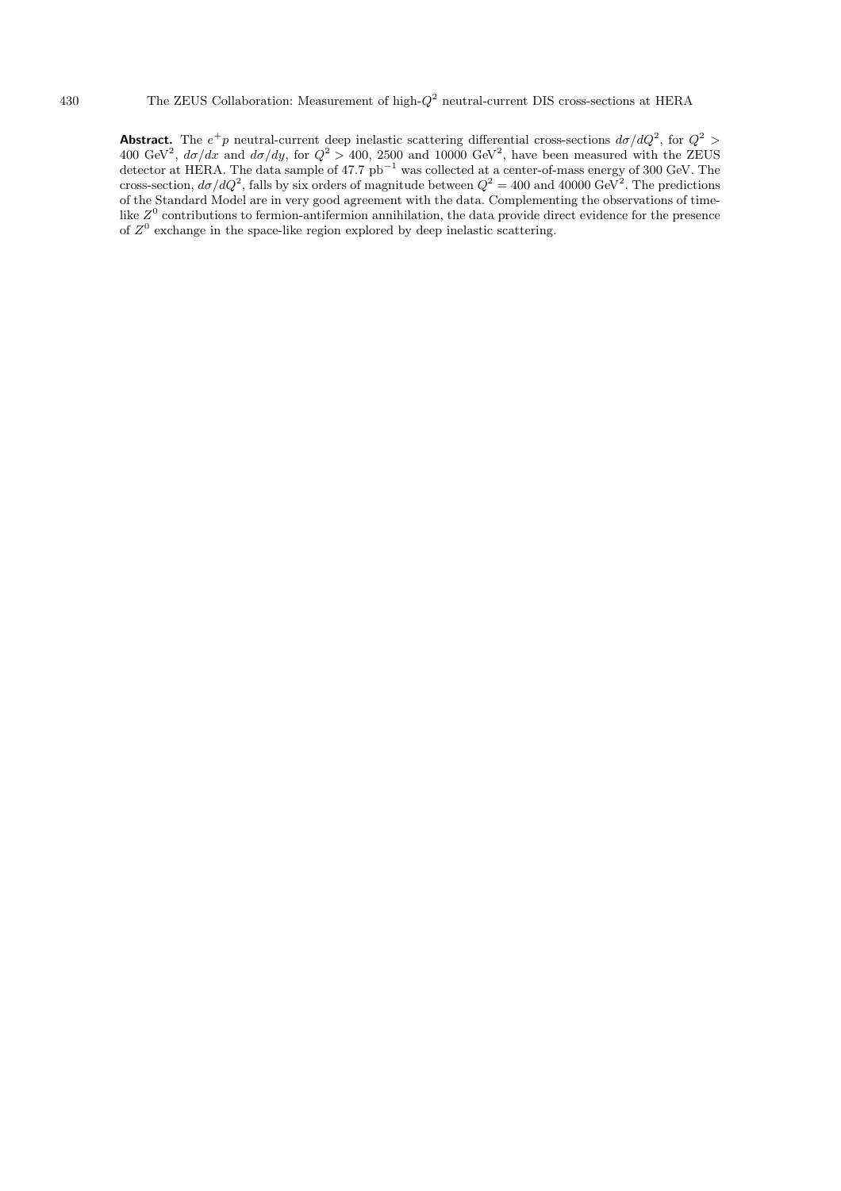**Abstract.** The $e^+p$ neutral-current deep inelastic scattering differential cross-sections $d\sigma/dQ^2$, for $Q^2 > 400$ GeV$^2$, $d\sigma/dx$ and $d\sigma/dy$, for $Q^2 > 400$, 2500 and 10000 GeV$^2$, have been measured with the ZEUS detector at HERA. The data sample of 47.7 pb$^{-1}$ was collected at a center-of-mass energy of 300 GeV. The cross-section, $d\sigma/dQ^2$, falls by six orders of magnitude between $Q^2 = 400$ and 40000 GeV$^2$. The predictions of the Standard Model are in very good agreement with the data. Complementing the observations of time-like $Z^0$ contributions to fermion-antifermion annihilation, the data provide direct evidence for the presence of $Z^0$ exchange in the space-like region explored by deep inelastic scattering.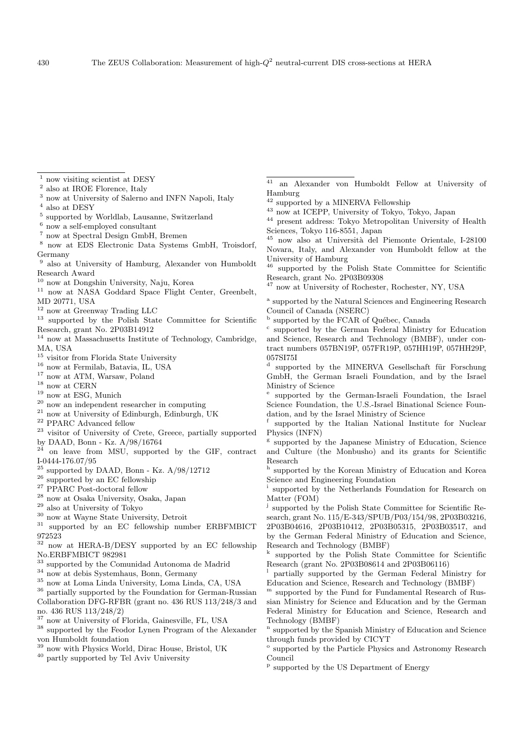[1] now visiting scientist at DESY

[2] also at IROE Florence, Italy

[3] now at University of Salerno and INFN Napoli, Italy

[4] also at DESY

[5] supported by Worldlab, Lausanne, Switzerland

[6] now a self-employed consultant

[7] now at Spectral Design GmbH, Bremen

[8] now at EDS Electronic Data Systems GmbH, Troisdorf, Germany

[9] also at University of Hamburg, Alexander von Humboldt Research Award

[10] now at Dongshin University, Naju, Korea

[11] now at NASA Goddard Space Flight Center, Greenbelt, MD 20771, USA

[12] now at Greenway Trading LLC

[13] supported by the Polish State Committee for Scientific Research, grant No. 2P03B14912

[14] now at Massachusetts Institute of Technology, Cambridge, MA, USA

[15] visitor from Florida State University

[16] now at Fermilab, Batavia, IL, USA

[17] now at ATM, Warsaw, Poland

[18] now at CERN

[19] now at ESG, Munich

[20] now an independent researcher in computing

[21] now at University of Edinburgh, Edinburgh, UK

[22] PPARC Advanced fellow

[23] visitor of University of Crete, Greece, partially supported by DAAD, Bonn - Kz. A/98/16764

[24] on leave from MSU, supported by the GIF, contract I-0444-176.07/95

[25] supported by DAAD, Bonn - Kz. A/98/12712

[26] supported by an EC fellowship

[27] PPARC Post-doctoral fellow

[28] now at Osaka University, Osaka, Japan

[29] also at University of Tokyo

[30] now at Wayne State University, Detroit

[31] supported by an EC fellowship number ERBFMBICT 972523

[32] now at HERA-B/DESY supported by an EC fellowship No.ERBFMBICT 982981

[33] supported by the Comunidad Autonoma de Madrid

[34] now at debis Systemhaus, Bonn, Germany

[35] now at Loma Linda University, Loma Linda, CA, USA

[36] partially supported by the Foundation for German-Russian Collaboration DFG-RFBR (grant no. 436 RUS 113/248/3 and no. 436 RUS 113/248/2)

[37] now at University of Florida, Gainesville, FL, USA

[38] supported by the Feodor Lynen Program of the Alexander von Humboldt foundation

[39] now with Physics World, Dirac House, Bristol, UK

[40] partly supported by Tel Aviv University

[41] an Alexander von Humboldt Fellow at University of Hamburg

[42] supported by a MINERVA Fellowship

[43] now at ICEPP, University of Tokyo, Tokyo, Japan

[44] present address: Tokyo Metropolitan University of Health Sciences, Tokyo 116-8551, Japan

[45] now also at Università del Piemonte Orientale, I-28100 Novara, Italy, and Alexander von Humboldt fellow at the University of Hamburg

[46] supported by the Polish State Committee for Scientific Research, grant No. 2P03B09308

[47] now at University of Rochester, Rochester, NY, USA

[a] supported by the Natural Sciences and Engineering Research Council of Canada (NSERC)

[b] supported by the FCAR of Québec, Canada

[c] supported by the German Federal Ministry for Education and Science, Research and Technology (BMBF), under contract numbers 057BN19P, 057FR19P, 057HH19P, 057HH29P, 057SI75I

[d] supported by the MINERVA Gesellschaft für Forschung GmbH, the German Israeli Foundation, and by the Israel Ministry of Science

[e] supported by the German-Israeli Foundation, the Israel Science Foundation, the U.S.-Israel Binational Science Foundation, and by the Israel Ministry of Science

[f] supported by the Italian National Institute for Nuclear Physics (INFN)

[g] supported by the Japanese Ministry of Education, Science and Culture (the Monbusho) and its grants for Scientific Research

[h] supported by the Korean Ministry of Education and Korea Science and Engineering Foundation

[i] supported by the Netherlands Foundation for Research on Matter (FOM)

[j] supported by the Polish State Committee for Scientific Research, grant No. 115/E-343/SPUB/P03/154/98, 2P03B03216, 2P03B04616, 2P03B10412, 2P03B05315, 2P03B03517, and by the German Federal Ministry of Education and Science, Research and Technology (BMBF)

[k] supported by the Polish State Committee for Scientific Research (grant No. 2P03B08614 and 2P03B06116)

[l] partially supported by the German Federal Ministry for Education and Science, Research and Technology (BMBF)

[m] supported by the Fund for Fundamental Research of Russian Ministry for Science and Education and by the German Federal Ministry for Education and Science, Research and Technology (BMBF)

[n] supported by the Spanish Ministry of Education and Science through funds provided by CICYT

[o] supported by the Particle Physics and Astronomy Research Council

[p] supported by the US Department of Energy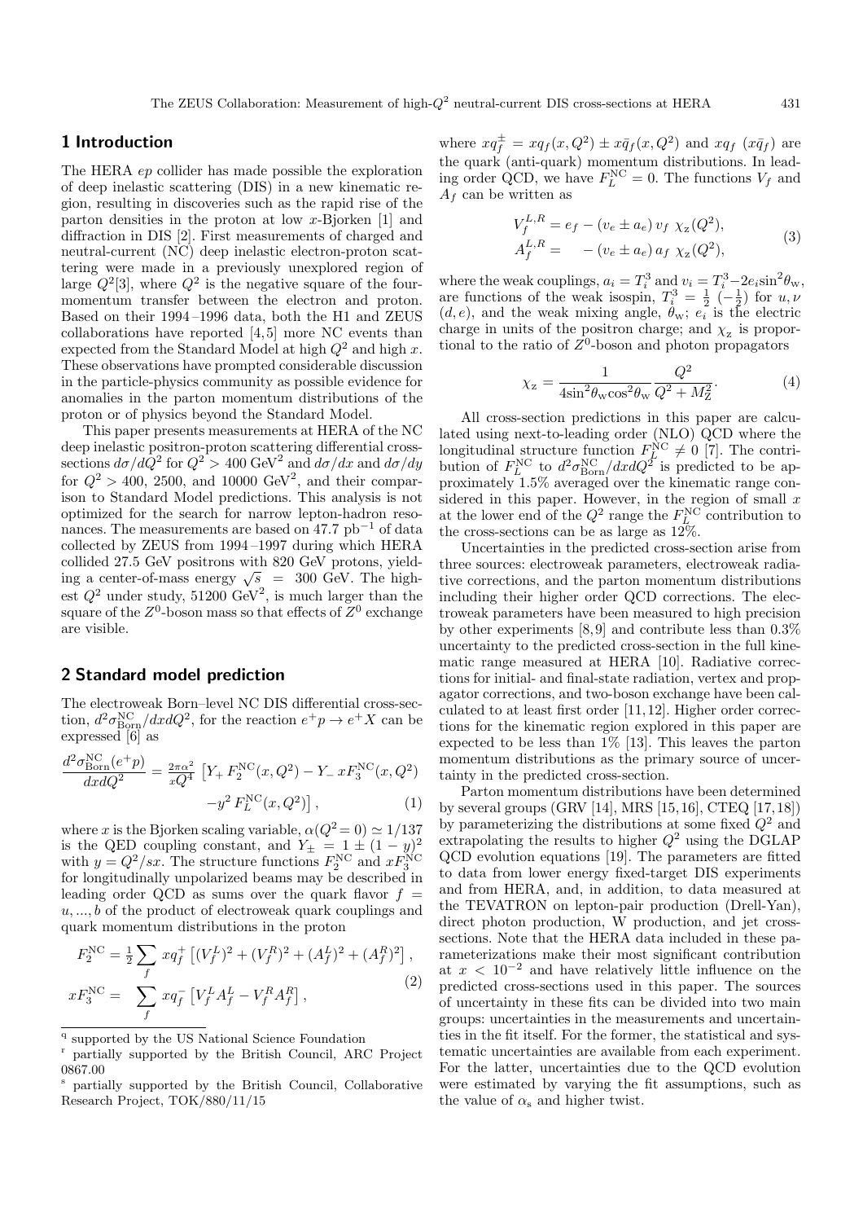## 1 Introduction

The HERA $ep$ collider has made possible the exploration of deep inelastic scattering (DIS) in a new kinematic region, resulting in discoveries such as the rapid rise of the parton densities in the proton at low $x$-Bjorken [1] and diffraction in DIS [2]. First measurements of charged and neutral-current (NC) deep inelastic electron-proton scattering were made in a previously unexplored region of large $Q^2$[3], where $Q^2$ is the negative square of the four-momentum transfer between the electron and proton. Based on their 1994 –1996 data, both the H1 and ZEUS collaborations have reported [4,5] more NC events than expected from the Standard Model at high $Q^2$ and high $x$. These observations have prompted considerable discussion in the particle-physics community as possible evidence for anomalies in the parton momentum distributions of the proton or of physics beyond the Standard Model.

This paper presents measurements at HERA of the NC deep inelastic positron-proton scattering differential cross-sections $d\sigma/dQ^2$ for $Q^2 > 400$ GeV$^2$ and $d\sigma/dx$ and $d\sigma/dy$ for $Q^2 > 400$, 2500, and 10000 GeV$^2$, and their comparison to Standard Model predictions. This analysis is not optimized for the search for narrow lepton-hadron resonances. The measurements are based on 47.7 pb$^{-1}$ of data collected by ZEUS from 1994 –1997 during which HERA collided 27.5 GeV positrons with 820 GeV protons, yielding a center-of-mass energy $\sqrt{s}$ = 300 GeV. The highest $Q^2$ under study, 51200 GeV$^2$, is much larger than the square of the $Z^0$-boson mass so that effects of $Z^0$ exchange are visible.

## 2 Standard model prediction

The electroweak Born–level NC DIS differential cross-section, $d^2\sigma^{\rm NC}_{\rm Born}/dxdQ^2$, for the reaction $e^+p \to e^+X$ can be expressed [6] as

$$\frac{d^2\sigma^{\rm NC}_{\rm Born}(e^+p)}{dxdQ^2} = \frac{2\pi\alpha^2}{xQ^4}\left[Y_+ F_2^{\rm NC}(x,Q^2) - Y_-\, xF_3^{\rm NC}(x,Q^2) - y^2 F_L^{\rm NC}(x,Q^2)\right], \quad (1)$$

where $x$ is the Bjorken scaling variable, $\alpha(Q^2 = 0) \simeq 1/137$ is the QED coupling constant, and $Y_\pm = 1 \pm (1-y)^2$ with $y = Q^2/sx$. The structure functions $F_2^{\rm NC}$ and $xF_3^{\rm NC}$ for longitudinally unpolarized beams may be described in leading order QCD as sums over the quark flavor $f = u, ..., b$ of the product of electroweak quark couplings and quark momentum distributions in the proton

$$\begin{aligned} F_2^{\rm NC} &= \tfrac{1}{2}\sum_f xq_f^+\left[(V_f^L)^2 + (V_f^R)^2 + (A_f^L)^2 + (A_f^R)^2\right], \\ xF_3^{\rm NC} &= \sum_f xq_f^-\left[V_f^L A_f^L - V_f^R A_f^R\right], \end{aligned} \quad (2)$$

where $xq_f^\pm = xq_f(x,Q^2) \pm x\bar{q}_f(x,Q^2)$ and $xq_f$ ($x\bar{q}_f$) are the quark (anti-quark) momentum distributions. In leading order QCD, we have $F_L^{\rm NC} = 0$. The functions $V_f$ and $A_f$ can be written as

$$\begin{aligned} V_f^{L,R} &= e_f - (v_e \pm a_e)\, v_f\ \chi_{\rm z}(Q^2), \\ A_f^{L,R} &= \quad\; - (v_e \pm a_e)\, a_f\ \chi_{\rm z}(Q^2), \end{aligned} \quad (3)$$

where the weak couplings, $a_i = T_i^3$ and $v_i = T_i^3 - 2e_i\sin^2\theta_{\rm W}$, are functions of the weak isospin, $T_i^3 = \frac{1}{2}$ $(-\frac{1}{2})$ for $u, \nu$ $(d, e)$, and the weak mixing angle, $\theta_{\rm W}$; $e_i$ is the electric charge in units of the positron charge; and $\chi_{\rm z}$ is proportional to the ratio of $Z^0$-boson and photon propagators

$$\chi_{\rm z} = \frac{1}{4\sin^2\theta_{\rm W}\cos^2\theta_{\rm W}}\frac{Q^2}{Q^2 + M_Z^2}. \quad (4)$$

All cross-section predictions in this paper are calculated using next-to-leading order (NLO) QCD where the longitudinal structure function $F_L^{\rm NC} \neq 0$ [7]. The contribution of $F_L^{\rm NC}$ to $d^2\sigma^{\rm NC}_{\rm Born}/dxdQ^2$ is predicted to be approximately 1.5% averaged over the kinematic range considered in this paper. However, in the region of small $x$ at the lower end of the $Q^2$ range the $F_L^{\rm NC}$ contribution to the cross-sections can be as large as 12%.

Uncertainties in the predicted cross-section arise from three sources: electroweak parameters, electroweak radiative corrections, and the parton momentum distributions including their higher order QCD corrections. The electroweak parameters have been measured to high precision by other experiments [8,9] and contribute less than 0.3% uncertainty to the predicted cross-section in the full kinematic range measured at HERA [10]. Radiative corrections for initial- and final-state radiation, vertex and propagator corrections, and two-boson exchange have been calculated to at least first order [11,12]. Higher order corrections for the kinematic region explored in this paper are expected to be less than 1% [13]. This leaves the parton momentum distributions as the primary source of uncertainty in the predicted cross-section.

Parton momentum distributions have been determined by several groups (GRV [14], MRS [15,16], CTEQ [17,18]) by parameterizing the distributions at some fixed $Q^2$ and extrapolating the results to higher $Q^2$ using the DGLAP QCD evolution equations [19]. The parameters are fitted to data from lower energy fixed-target DIS experiments and from HERA, and, in addition, to data measured at the TEVATRON on lepton-pair production (Drell-Yan), direct photon production, W production, and jet cross-sections. Note that the HERA data included in these parameterizations make their most significant contribution at $x < 10^{-2}$ and have relatively little influence on the predicted cross-sections used in this paper. The sources of uncertainty in these fits can be divided into two main groups: uncertainties in the measurements and uncertainties in the fit itself. For the former, the statistical and systematic uncertainties are available from each experiment. For the latter, uncertainties due to the QCD evolution were estimated by varying the fit assumptions, such as the value of $\alpha_s$ and higher twist.

---

[q] supported by the US National Science Foundation

[r] partially supported by the British Council, ARC Project 0867.00

[s] partially supported by the British Council, Collaborative Research Project, TOK/880/11/15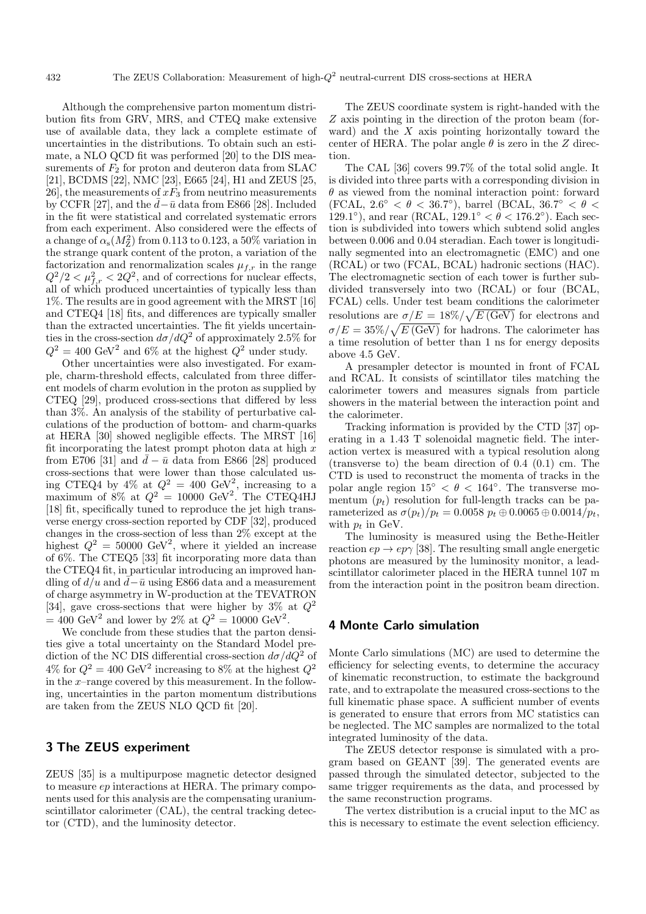Although the comprehensive parton momentum distribution fits from GRV, MRS, and CTEQ make extensive use of available data, they lack a complete estimate of uncertainties in the distributions. To obtain such an estimate, a NLO QCD fit was performed [20] to the DIS measurements of $F_2$ for proton and deuteron data from SLAC [21], BCDMS [22], NMC [23], E665 [24], H1 and ZEUS [25, 26], the measurements of $xF_3$ from neutrino measurements by CCFR [27], and the $\bar{d}-\bar{u}$ data from E866 [28]. Included in the fit were statistical and correlated systematic errors from each experiment. Also considered were the effects of a change of $\alpha_s(M_Z^2)$ from 0.113 to 0.123, a 50% variation in the strange quark content of the proton, a variation of the factorization and renormalization scales $\mu_{f,r}$ in the range $Q^2/2 < \mu_{f,r}^2 < 2Q^2$, and of corrections for nuclear effects, all of which produced uncertainties of typically less than 1%. The results are in good agreement with the MRST [16] and CTEQ4 [18] fits, and differences are typically smaller than the extracted uncertainties. The fit yields uncertainties in the cross-section $d\sigma/dQ^2$ of approximately 2.5% for $Q^2 = 400$ GeV$^2$ and 6% at the highest $Q^2$ under study.

Other uncertainties were also investigated. For example, charm-threshold effects, calculated from three different models of charm evolution in the proton as supplied by CTEQ [29], produced cross-sections that differed by less than 3%. An analysis of the stability of perturbative calculations of the production of bottom- and charm-quarks at HERA [30] showed negligible effects. The MRST [16] fit incorporating the latest prompt photon data at high $x$ from E706 [31] and $\bar{d}-\bar{u}$ data from E866 [28] produced cross-sections that were lower than those calculated using CTEQ4 by 4% at $Q^2 = 400$ GeV$^2$, increasing to a maximum of 8% at $Q^2 = 10000$ GeV$^2$. The CTEQ4HJ [18] fit, specifically tuned to reproduce the jet high transverse energy cross-section reported by CDF [32], produced changes in the cross-section of less than 2% except at the highest $Q^2 = 50000$ GeV$^2$, where it yielded an increase of 6%. The CTEQ5 [33] fit incorporating more data than the CTEQ4 fit, in particular introducing an improved handling of $d/u$ and $\bar{d}-\bar{u}$ using E866 data and a measurement of charge asymmetry in W-production at the TEVATRON [34], gave cross-sections that were higher by 3% at $Q^2 = 400$ GeV$^2$ and lower by 2% at $Q^2 = 10000$ GeV$^2$.

We conclude from these studies that the parton densities give a total uncertainty on the Standard Model prediction of the NC DIS differential cross-section $d\sigma/dQ^2$ of 4% for $Q^2 = 400$ GeV$^2$ increasing to 8% at the highest $Q^2$ in the $x$–range covered by this measurement. In the following, uncertainties in the parton momentum distributions are taken from the ZEUS NLO QCD fit [20].

## 3 The ZEUS experiment

ZEUS [35] is a multipurpose magnetic detector designed to measure $ep$ interactions at HERA. The primary components used for this analysis are the compensating uranium-scintillator calorimeter (CAL), the central tracking detector (CTD), and the luminosity detector.

The ZEUS coordinate system is right-handed with the $Z$ axis pointing in the direction of the proton beam (forward) and the $X$ axis pointing horizontally toward the center of HERA. The polar angle $\theta$ is zero in the $Z$ direction.

The CAL [36] covers 99.7% of the total solid angle. It is divided into three parts with a corresponding division in $\theta$ as viewed from the nominal interaction point: forward (FCAL, $2.6^\circ < \theta < 36.7^\circ$), barrel (BCAL, $36.7^\circ < \theta < 129.1^\circ$), and rear (RCAL, $129.1^\circ < \theta < 176.2^\circ$). Each section is subdivided into towers which subtend solid angles between 0.006 and 0.04 steradian. Each tower is longitudinally segmented into an electromagnetic (EMC) and one (RCAL) or two (FCAL, BCAL) hadronic sections (HAC). The electromagnetic section of each tower is further subdivided transversely into two (RCAL) or four (BCAL, FCAL) cells. Under test beam conditions the calorimeter resolutions are $\sigma/E = 18\%/\sqrt{E\,(\mathrm{GeV})}$ for electrons and $\sigma/E = 35\%/\sqrt{E\,(\mathrm{GeV})}$ for hadrons. The calorimeter has a time resolution of better than 1 ns for energy deposits above 4.5 GeV.

A presampler detector is mounted in front of FCAL and RCAL. It consists of scintillator tiles matching the calorimeter towers and measures signals from particle showers in the material between the interaction point and the calorimeter.

Tracking information is provided by the CTD [37] operating in a 1.43 T solenoidal magnetic field. The interaction vertex is measured with a typical resolution along (transverse to) the beam direction of 0.4 (0.1) cm. The CTD is used to reconstruct the momenta of tracks in the polar angle region $15^\circ < \theta < 164^\circ$. The transverse momentum ($p_t$) resolution for full-length tracks can be parameterized as $\sigma(p_t)/p_t = 0.0058\ p_t \oplus 0.0065 \oplus 0.0014/p_t$, with $p_t$ in GeV.

The luminosity is measured using the Bethe-Heitler reaction $ep \rightarrow ep\gamma$ [38]. The resulting small angle energetic photons are measured by the luminosity monitor, a lead-scintillator calorimeter placed in the HERA tunnel 107 m from the interaction point in the positron beam direction.

## 4 Monte Carlo simulation

Monte Carlo simulations (MC) are used to determine the efficiency for selecting events, to determine the accuracy of kinematic reconstruction, to estimate the background rate, and to extrapolate the measured cross-sections to the full kinematic phase space. A sufficient number of events is generated to ensure that errors from MC statistics can be neglected. The MC samples are normalized to the total integrated luminosity of the data.

The ZEUS detector response is simulated with a program based on GEANT [39]. The generated events are passed through the simulated detector, subjected to the same trigger requirements as the data, and processed by the same reconstruction programs.

The vertex distribution is a crucial input to the MC as this is necessary to estimate the event selection efficiency.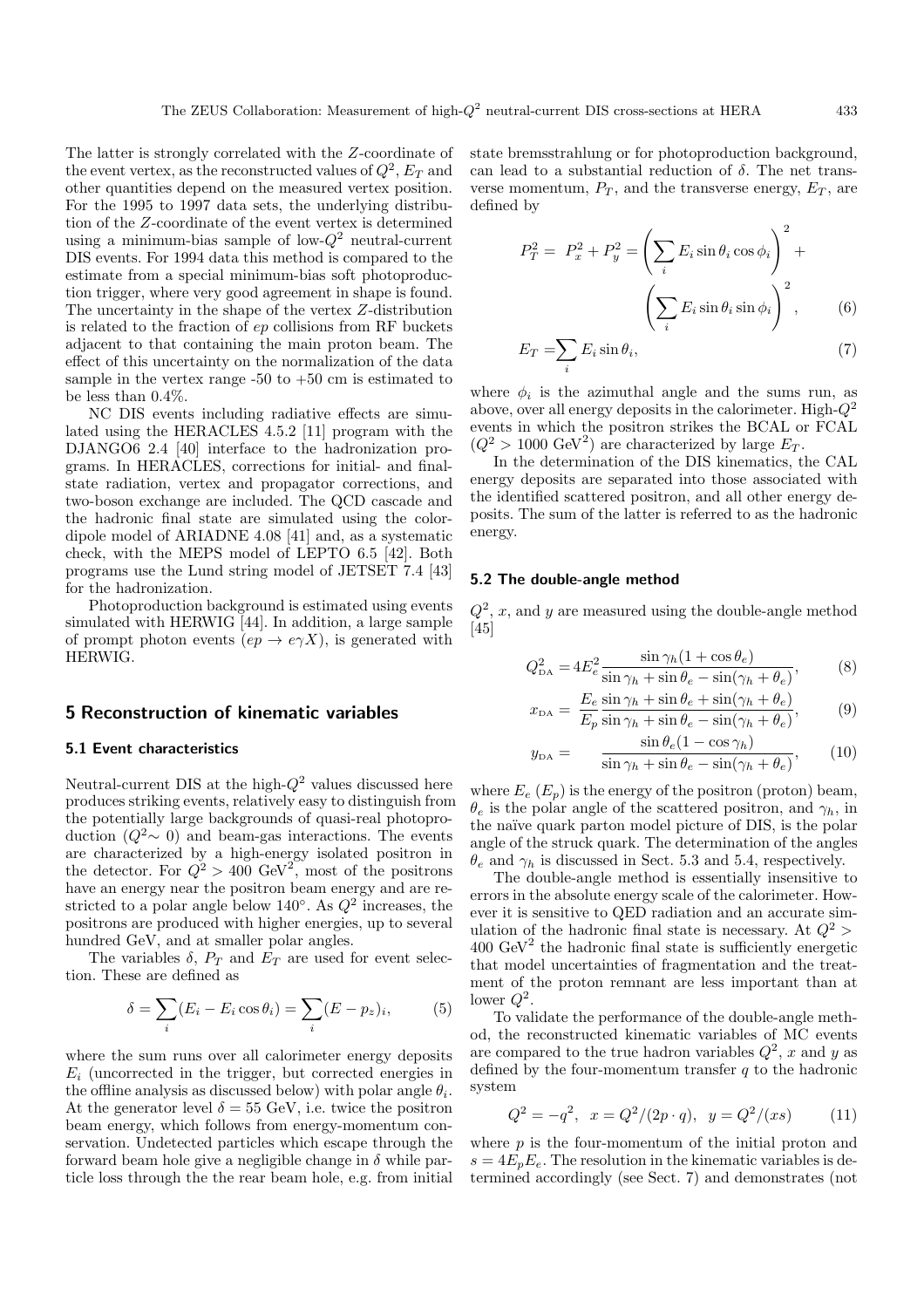The latter is strongly correlated with the $Z$-coordinate of the event vertex, as the reconstructed values of $Q^2$, $E_T$ and other quantities depend on the measured vertex position. For the 1995 to 1997 data sets, the underlying distribution of the $Z$-coordinate of the event vertex is determined using a minimum-bias sample of low-$Q^2$ neutral-current DIS events. For 1994 data this method is compared to the estimate from a special minimum-bias soft photoproduction trigger, where very good agreement in shape is found. The uncertainty in the shape of the vertex $Z$-distribution is related to the fraction of $ep$ collisions from RF buckets adjacent to that containing the main proton beam. The effect of this uncertainty on the normalization of the data sample in the vertex range -50 to +50 cm is estimated to be less than 0.4%.

NC DIS events including radiative effects are simulated using the HERACLES 4.5.2 [11] program with the DJANGO6 2.4 [40] interface to the hadronization programs. In HERACLES, corrections for initial- and final-state radiation, vertex and propagator corrections, and two-boson exchange are included. The QCD cascade and the hadronic final state are simulated using the color-dipole model of ARIADNE 4.08 [41] and, as a systematic check, with the MEPS model of LEPTO 6.5 [42]. Both programs use the Lund string model of JETSET 7.4 [43] for the hadronization.

Photoproduction background is estimated using events simulated with HERWIG [44]. In addition, a large sample of prompt photon events ($ep \to e\gamma X$), is generated with HERWIG.

## 5 Reconstruction of kinematic variables

### 5.1 Event characteristics

Neutral-current DIS at the high-$Q^2$ values discussed here produces striking events, relatively easy to distinguish from the potentially large backgrounds of quasi-real photoproduction ($Q^2\sim 0$) and beam-gas interactions. The events are characterized by a high-energy isolated positron in the detector. For $Q^2 > 400$ GeV$^2$, most of the positrons have an energy near the positron beam energy and are restricted to a polar angle below 140°. As $Q^2$ increases, the positrons are produced with higher energies, up to several hundred GeV, and at smaller polar angles.

The variables $\delta$, $P_T$ and $E_T$ are used for event selection. These are defined as

$$\delta = \sum_i (E_i - E_i \cos\theta_i) = \sum_i (E - p_z)_i, \qquad (5)$$

where the sum runs over all calorimeter energy deposits $E_i$ (uncorrected in the trigger, but corrected energies in the offline analysis as discussed below) with polar angle $\theta_i$. At the generator level $\delta = 55$ GeV, i.e. twice the positron beam energy, which follows from energy-momentum conservation. Undetected particles which escape through the forward beam hole give a negligible change in $\delta$ while particle loss through the the rear beam hole, e.g. from initial state bremsstrahlung or for photoproduction background, can lead to a substantial reduction of $\delta$. The net transverse momentum, $P_T$, and the transverse energy, $E_T$, are defined by

$$P_T^2 = P_x^2 + P_y^2 = \left(\sum_i E_i \sin\theta_i \cos\phi_i\right)^2 + \left(\sum_i E_i \sin\theta_i \sin\phi_i\right)^2, \qquad (6)$$

$$E_T = \sum_i E_i \sin\theta_i, \qquad (7)$$

where $\phi_i$ is the azimuthal angle and the sums run, as above, over all energy deposits in the calorimeter. High-$Q^2$ events in which the positron strikes the BCAL or FCAL ($Q^2 > 1000$ GeV$^2$) are characterized by large $E_T$.

In the determination of the DIS kinematics, the CAL energy deposits are separated into those associated with the identified scattered positron, and all other energy deposits. The sum of the latter is referred to as the hadronic energy.

### 5.2 The double-angle method

$Q^2$, $x$, and $y$ are measured using the double-angle method [45]

$$Q^2_{\rm DA} = 4E_e^2 \frac{\sin\gamma_h(1+\cos\theta_e)}{\sin\gamma_h + \sin\theta_e - \sin(\gamma_h + \theta_e)}, \qquad (8)$$

$$x_{\rm DA} = \frac{E_e}{E_p} \frac{\sin\gamma_h + \sin\theta_e + \sin(\gamma_h + \theta_e)}{\sin\gamma_h + \sin\theta_e - \sin(\gamma_h + \theta_e)}, \qquad (9)$$

$$y_{\rm DA} = \frac{\sin\theta_e(1-\cos\gamma_h)}{\sin\gamma_h + \sin\theta_e - \sin(\gamma_h + \theta_e)}, \qquad (10)$$

where $E_e$ ($E_p$) is the energy of the positron (proton) beam, $\theta_e$ is the polar angle of the scattered positron, and $\gamma_h$, in the naïve quark parton model picture of DIS, is the polar angle of the struck quark. The determination of the angles $\theta_e$ and $\gamma_h$ is discussed in Sect. 5.3 and 5.4, respectively.

The double-angle method is essentially insensitive to errors in the absolute energy scale of the calorimeter. However it is sensitive to QED radiation and an accurate simulation of the hadronic final state is necessary. At $Q^2 > 400$ GeV$^2$ the hadronic final state is sufficiently energetic that model uncertainties of fragmentation and the treatment of the proton remnant are less important than at lower $Q^2$.

To validate the performance of the double-angle method, the reconstructed kinematic variables of MC events are compared to the true hadron variables $Q^2$, $x$ and $y$ as defined by the four-momentum transfer $q$ to the hadronic system

$$Q^2 = -q^2, \;\; x = Q^2/(2p\cdot q), \;\; y = Q^2/(xs) \qquad (11)$$

where $p$ is the four-momentum of the initial proton and $s = 4E_pE_e$. The resolution in the kinematic variables is determined accordingly (see Sect. 7) and demonstrates (not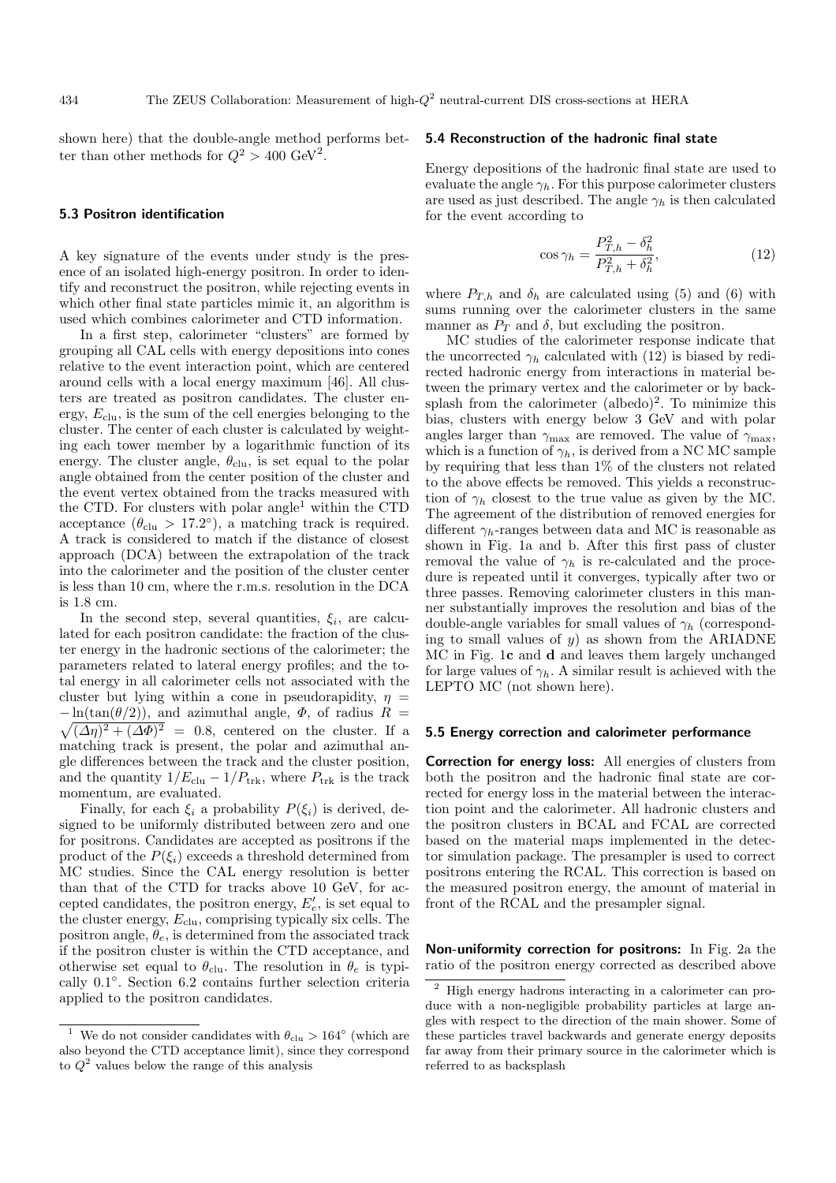shown here) that the double-angle method performs better than other methods for $Q^2 > 400$ GeV$^2$.

### 5.3 Positron identification

A key signature of the events under study is the presence of an isolated high-energy positron. In order to identify and reconstruct the positron, while rejecting events in which other final state particles mimic it, an algorithm is used which combines calorimeter and CTD information.

In a first step, calorimeter "clusters" are formed by grouping all CAL cells with energy depositions into cones relative to the event interaction point, which are centered around cells with a local energy maximum [46]. All clusters are treated as positron candidates. The cluster energy, $E_{\rm clu}$, is the sum of the cell energies belonging to the cluster. The center of each cluster is calculated by weighting each tower member by a logarithmic function of its energy. The cluster angle, $\theta_{\rm clu}$, is set equal to the polar angle obtained from the center position of the cluster and the event vertex obtained from the tracks measured with the CTD. For clusters with polar angle[1] within the CTD acceptance ($\theta_{\rm clu} > 17.2°$), a matching track is required. A track is considered to match if the distance of closest approach (DCA) between the extrapolation of the track into the calorimeter and the position of the cluster center is less than 10 cm, where the r.m.s. resolution in the DCA is 1.8 cm.

In the second step, several quantities, $\xi_i$, are calculated for each positron candidate: the fraction of the cluster energy in the hadronic sections of the calorimeter; the parameters related to lateral energy profiles; and the total energy in all calorimeter cells not associated with the cluster but lying within a cone in pseudorapidity, $\eta = -\ln(\tan(\theta/2))$, and azimuthal angle, $\Phi$, of radius $R = \sqrt{(\Delta\eta)^2 + (\Delta\Phi)^2} = 0.8$, centered on the cluster. If a matching track is present, the polar and azimuthal angle differences between the track and the cluster position, and the quantity $1/E_{\rm clu} - 1/P_{\rm trk}$, where $P_{\rm trk}$ is the track momentum, are evaluated.

Finally, for each $\xi_i$ a probability $P(\xi_i)$ is derived, designed to be uniformly distributed between zero and one for positrons. Candidates are accepted as positrons if the product of the $P(\xi_i)$ exceeds a threshold determined from MC studies. Since the CAL energy resolution is better than that of the CTD for tracks above 10 GeV, for accepted candidates, the positron energy, $E'_e$, is set equal to the cluster energy, $E_{\rm clu}$, comprising typically six cells. The positron angle, $\theta_e$, is determined from the associated track if the positron cluster is within the CTD acceptance, and otherwise set equal to $\theta_{\rm clu}$. The resolution in $\theta_e$ is typically 0.1°. Section 6.2 contains further selection criteria applied to the positron candidates.

[1] We do not consider candidates with $\theta_{\rm clu} > 164°$ (which are also beyond the CTD acceptance limit), since they correspond to $Q^2$ values below the range of this analysis

### 5.4 Reconstruction of the hadronic final state

Energy depositions of the hadronic final state are used to evaluate the angle $\gamma_h$. For this purpose calorimeter clusters are used as just described. The angle $\gamma_h$ is then calculated for the event according to

$$\cos\gamma_h = \frac{P_{T,h}^2 - \delta_h^2}{P_{T,h}^2 + \delta_h^2}, \tag{12}$$

where $P_{T,h}$ and $\delta_h$ are calculated using (5) and (6) with sums running over the calorimeter clusters in the same manner as $P_T$ and $\delta$, but excluding the positron.

MC studies of the calorimeter response indicate that the uncorrected $\gamma_h$ calculated with (12) is biased by redirected hadronic energy from interactions in material between the primary vertex and the calorimeter or by backsplash from the calorimeter (albedo)[2]. To minimize this bias, clusters with energy below 3 GeV and with polar angles larger than $\gamma_{\rm max}$ are removed. The value of $\gamma_{\rm max}$, which is a function of $\gamma_h$, is derived from a NC MC sample by requiring that less than 1% of the clusters not related to the above effects be removed. This yields a reconstruction of $\gamma_h$ closest to the true value as given by the MC. The agreement of the distribution of removed energies for different $\gamma_h$-ranges between data and MC is reasonable as shown in Fig. 1a and b. After this first pass of cluster removal the value of $\gamma_h$ is re-calculated and the procedure is repeated until it converges, typically after two or three passes. Removing calorimeter clusters in this manner substantially improves the resolution and bias of the double-angle variables for small values of $\gamma_h$ (corresponding to small values of $y$) as shown from the ARIADNE MC in Fig. 1**c** and **d** and leaves them largely unchanged for large values of $\gamma_h$. A similar result is achieved with the LEPTO MC (not shown here).

### 5.5 Energy correction and calorimeter performance

**Correction for energy loss:** All energies of clusters from both the positron and the hadronic final state are corrected for energy loss in the material between the interaction point and the calorimeter. All hadronic clusters and the positron clusters in BCAL and FCAL are corrected based on the material maps implemented in the detector simulation package. The presampler is used to correct positrons entering the RCAL. This correction is based on the measured positron energy, the amount of material in front of the RCAL and the presampler signal.

**Non-uniformity correction for positrons:** In Fig. 2a the ratio of the positron energy corrected as described above

[2] High energy hadrons interacting in a calorimeter can produce with a non-negligible probability particles at large angles with respect to the direction of the main shower. Some of these particles travel backwards and generate energy deposits far away from their primary source in the calorimeter which is referred to as backsplash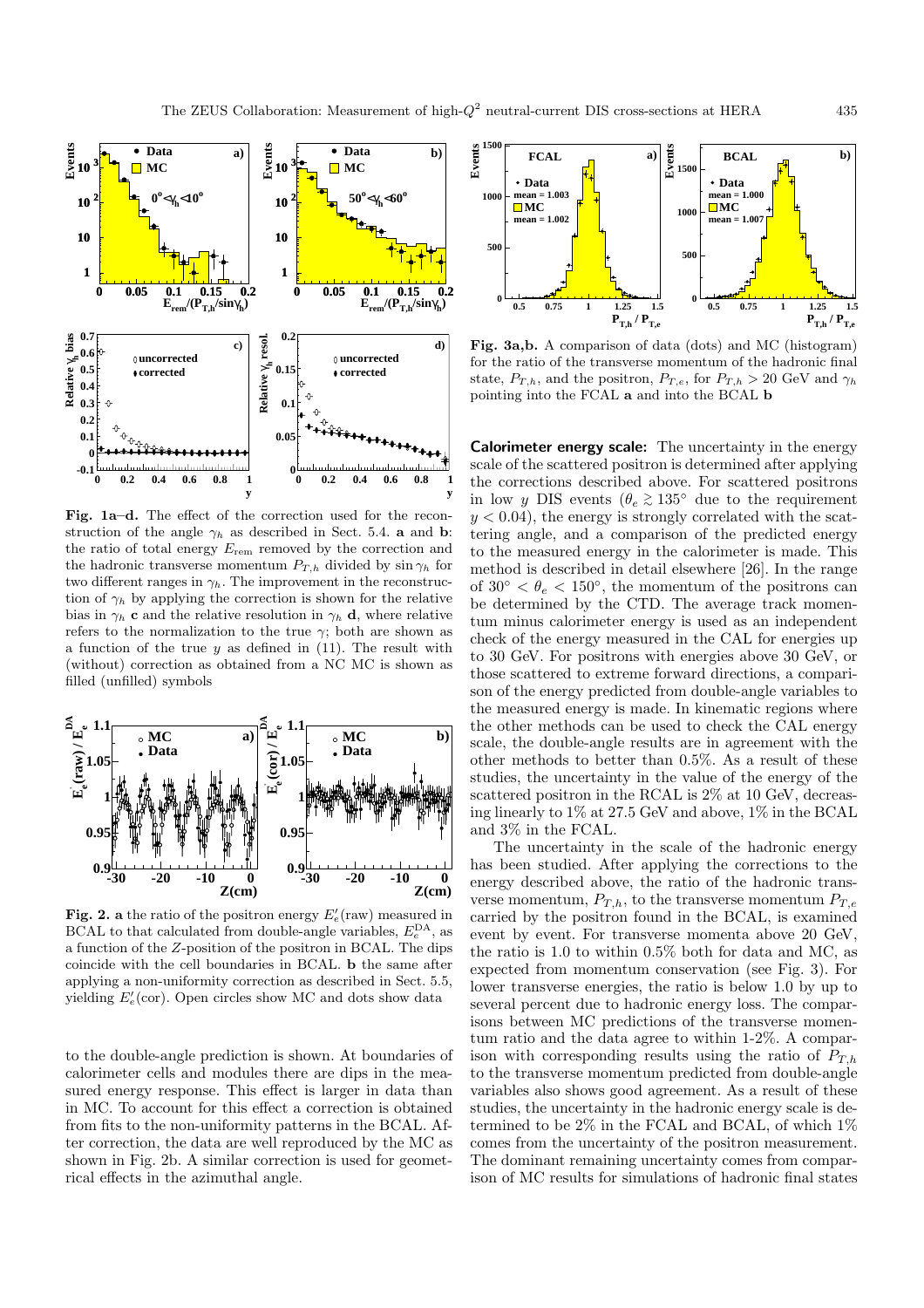**Fig. 1a–d.** The effect of the correction used for the reconstruction of the angle $\gamma_h$ as described in Sect. 5.4. **a** and **b**: the ratio of total energy $E_{\rm rem}$ removed by the correction and the hadronic transverse momentum $P_{T,h}$ divided by $\sin\gamma_h$ for two different ranges in $\gamma_h$. The improvement in the reconstruction of $\gamma_h$ by applying the correction is shown for the relative bias in $\gamma_h$ **c** and the relative resolution in $\gamma_h$ **d**, where relative refers to the normalization to the true $\gamma$; both are shown as a function of the true $y$ as defined in (11). The result with (without) correction as obtained from a NC MC is shown as filled (unfilled) symbols

**Fig. 2. a** the ratio of the positron energy $E'_e$(raw) measured in BCAL to that calculated from double-angle variables, $E_e^{\rm DA}$, as a function of the $Z$-position of the positron in BCAL. The dips coincide with the cell boundaries in BCAL. **b** the same after applying a non-uniformity correction as described in Sect. 5.5, yielding $E'_e$(cor). Open circles show MC and dots show data

to the double-angle prediction is shown. At boundaries of calorimeter cells and modules there are dips in the measured energy response. This effect is larger in data than in MC. To account for this effect a correction is obtained from fits to the non-uniformity patterns in the BCAL. After correction, the data are well reproduced by the MC as shown in Fig. 2b. A similar correction is used for geometrical effects in the azimuthal angle.

**Fig. 3a,b.** A comparison of data (dots) and MC (histogram) for the ratio of the transverse momentum of the hadronic final state, $P_{T,h}$, and the positron, $P_{T,e}$, for $P_{T,h} > 20$ GeV and $\gamma_h$ pointing into the FCAL **a** and into the BCAL **b**

**Calorimeter energy scale:** The uncertainty in the energy scale of the scattered positron is determined after applying the corrections described above. For scattered positrons in low $y$ DIS events ($\theta_e \gtrsim 135^\circ$ due to the requirement $y < 0.04$), the energy is strongly correlated with the scattering angle, and a comparison of the predicted energy to the measured energy in the calorimeter is made. This method is described in detail elsewhere [26]. In the range of $30^\circ < \theta_e < 150^\circ$, the momentum of the positrons can be determined by the CTD. The average track momentum minus calorimeter energy is used as an independent check of the energy measured in the CAL for energies up to 30 GeV. For positrons with energies above 30 GeV, or those scattered to extreme forward directions, a comparison of the energy predicted from double-angle variables to the measured energy is made. In kinematic regions where the other methods can be used to check the CAL energy scale, the double-angle results are in agreement with the other methods to better than 0.5%. As a result of these studies, the uncertainty in the value of the energy of the scattered positron in the RCAL is 2% at 10 GeV, decreasing linearly to 1% at 27.5 GeV and above, 1% in the BCAL and 3% in the FCAL.

The uncertainty in the scale of the hadronic energy has been studied. After applying the corrections to the energy described above, the ratio of the hadronic transverse momentum, $P_{T,h}$, to the transverse momentum $P_{T,e}$ carried by the positron found in the BCAL, is examined event by event. For transverse momenta above 20 GeV, the ratio is 1.0 to within 0.5% both for data and MC, as expected from momentum conservation (see Fig. 3). For lower transverse energies, the ratio is below 1.0 by up to several percent due to hadronic energy loss. The comparisons between MC predictions of the transverse momentum ratio and the data agree to within 1-2%. A comparison with corresponding results using the ratio of $P_{T,h}$ to the transverse momentum predicted from double-angle variables also shows good agreement. As a result of these studies, the uncertainty in the hadronic energy scale is determined to be 2% in the FCAL and BCAL, of which 1% comes from the uncertainty of the positron measurement. The dominant remaining uncertainty comes from comparison of MC results for simulations of hadronic final states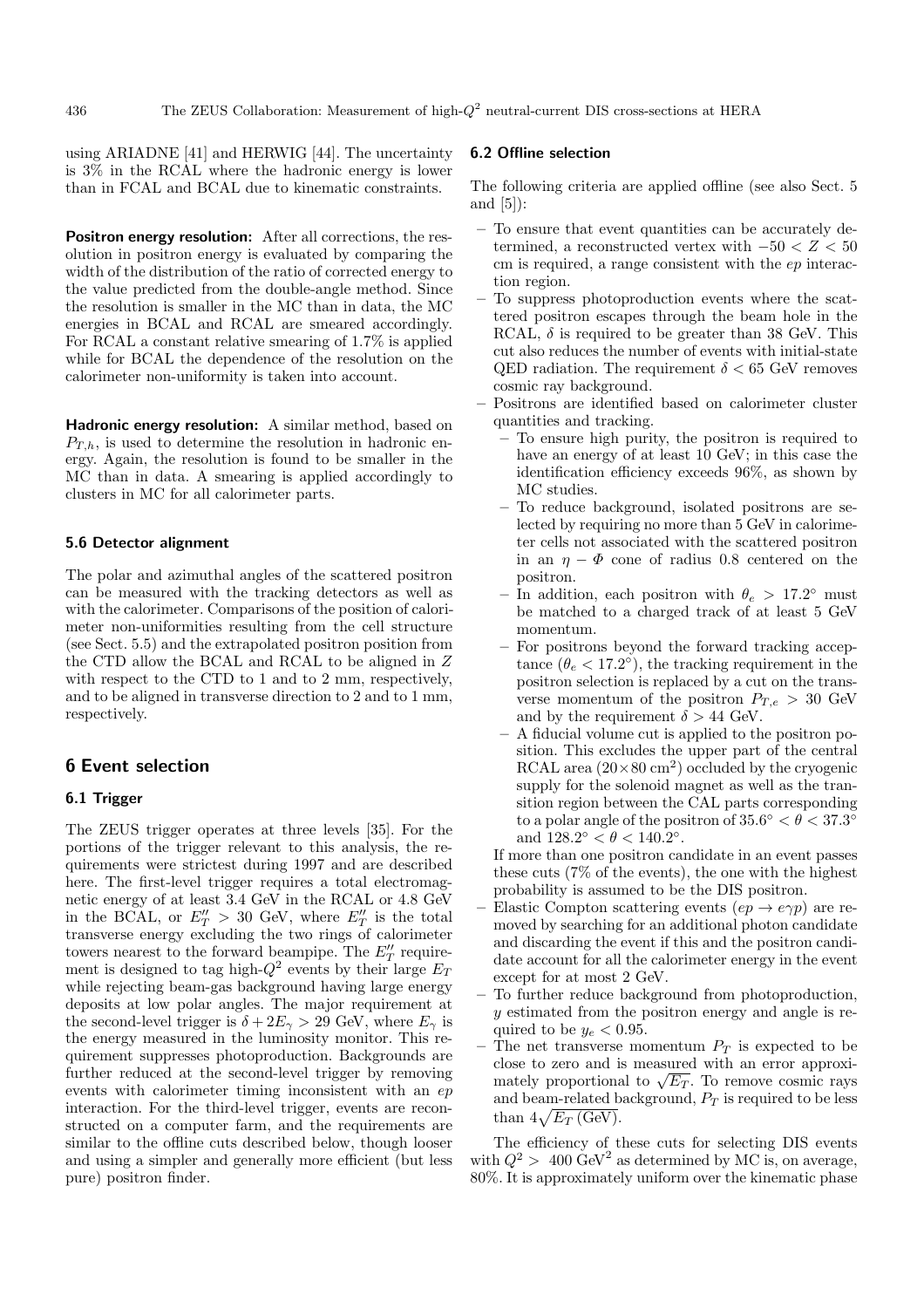using ARIADNE [41] and HERWIG [44]. The uncertainty is 3% in the RCAL where the hadronic energy is lower than in FCAL and BCAL due to kinematic constraints.

**Positron energy resolution:** After all corrections, the resolution in positron energy is evaluated by comparing the width of the distribution of the ratio of corrected energy to the value predicted from the double-angle method. Since the resolution is smaller in the MC than in data, the MC energies in BCAL and RCAL are smeared accordingly. For RCAL a constant relative smearing of 1.7% is applied while for BCAL the dependence of the resolution on the calorimeter non-uniformity is taken into account.

**Hadronic energy resolution:** A similar method, based on $P_{T,h}$, is used to determine the resolution in hadronic energy. Again, the resolution is found to be smaller in the MC than in data. A smearing is applied accordingly to clusters in MC for all calorimeter parts.

### 5.6 Detector alignment

The polar and azimuthal angles of the scattered positron can be measured with the tracking detectors as well as with the calorimeter. Comparisons of the position of calorimeter non-uniformities resulting from the cell structure (see Sect. 5.5) and the extrapolated positron position from the CTD allow the BCAL and RCAL to be aligned in $Z$ with respect to the CTD to 1 and to 2 mm, respectively, and to be aligned in transverse direction to 2 and to 1 mm, respectively.

## 6 Event selection

### 6.1 Trigger

The ZEUS trigger operates at three levels [35]. For the portions of the trigger relevant to this analysis, the requirements were strictest during 1997 and are described here. The first-level trigger requires a total electromagnetic energy of at least 3.4 GeV in the RCAL or 4.8 GeV in the BCAL, or $E_T'' > 30$ GeV, where $E_T''$ is the total transverse energy excluding the two rings of calorimeter towers nearest to the forward beampipe. The $E_T''$ requirement is designed to tag high-$Q^2$ events by their large $E_T$ while rejecting beam-gas background having large energy deposits at low polar angles. The major requirement at the second-level trigger is $\delta + 2E_\gamma > 29$ GeV, where $E_\gamma$ is the energy measured in the luminosity monitor. This requirement suppresses photoproduction. Backgrounds are further reduced at the second-level trigger by removing events with calorimeter timing inconsistent with an $ep$ interaction. For the third-level trigger, events are reconstructed on a computer farm, and the requirements are similar to the offline cuts described below, though looser and using a simpler and generally more efficient (but less pure) positron finder.

### 6.2 Offline selection

The following criteria are applied offline (see also Sect. 5 and [5]):

- To ensure that event quantities can be accurately determined, a reconstructed vertex with $-50 < Z < 50$ cm is required, a range consistent with the $ep$ interaction region.
- To suppress photoproduction events where the scattered positron escapes through the beam hole in the RCAL, $\delta$ is required to be greater than 38 GeV. This cut also reduces the number of events with initial-state QED radiation. The requirement $\delta < 65$ GeV removes cosmic ray background.
- Positrons are identified based on calorimeter cluster quantities and tracking.
  - To ensure high purity, the positron is required to have an energy of at least 10 GeV; in this case the identification efficiency exceeds 96%, as shown by MC studies.
  - To reduce background, isolated positrons are selected by requiring no more than 5 GeV in calorimeter cells not associated with the scattered positron in an $\eta - \Phi$ cone of radius 0.8 centered on the positron.
  - In addition, each positron with $\theta_e > 17.2°$ must be matched to a charged track of at least 5 GeV momentum.
  - For positrons beyond the forward tracking acceptance ($\theta_e < 17.2°$), the tracking requirement in the positron selection is replaced by a cut on the transverse momentum of the positron $P_{T,e} > 30$ GeV and by the requirement $\delta > 44$ GeV.
  - A fiducial volume cut is applied to the positron position. This excludes the upper part of the central RCAL area ($20 \times 80$ cm$^2$) occluded by the cryogenic supply for the solenoid magnet as well as the transition region between the CAL parts corresponding to a polar angle of the positron of $35.6° < \theta < 37.3°$ and $128.2° < \theta < 140.2°$.

  If more than one positron candidate in an event passes these cuts (7% of the events), the one with the highest probability is assumed to be the DIS positron.
- Elastic Compton scattering events ($ep \to e\gamma p$) are removed by searching for an additional photon candidate and discarding the event if this and the positron candidate account for all the calorimeter energy in the event except for at most 2 GeV.
- To further reduce background from photoproduction, $y$ estimated from the positron energy and angle is required to be $y_e < 0.95$.
- The net transverse momentum $P_T$ is expected to be close to zero and is measured with an error approximately proportional to $\sqrt{E_T}$. To remove cosmic rays and beam-related background, $P_T$ is required to be less than $4\sqrt{E_T \text{ (GeV)}}$.

The efficiency of these cuts for selecting DIS events with $Q^2 > 400$ GeV$^2$ as determined by MC is, on average, 80%. It is approximately uniform over the kinematic phase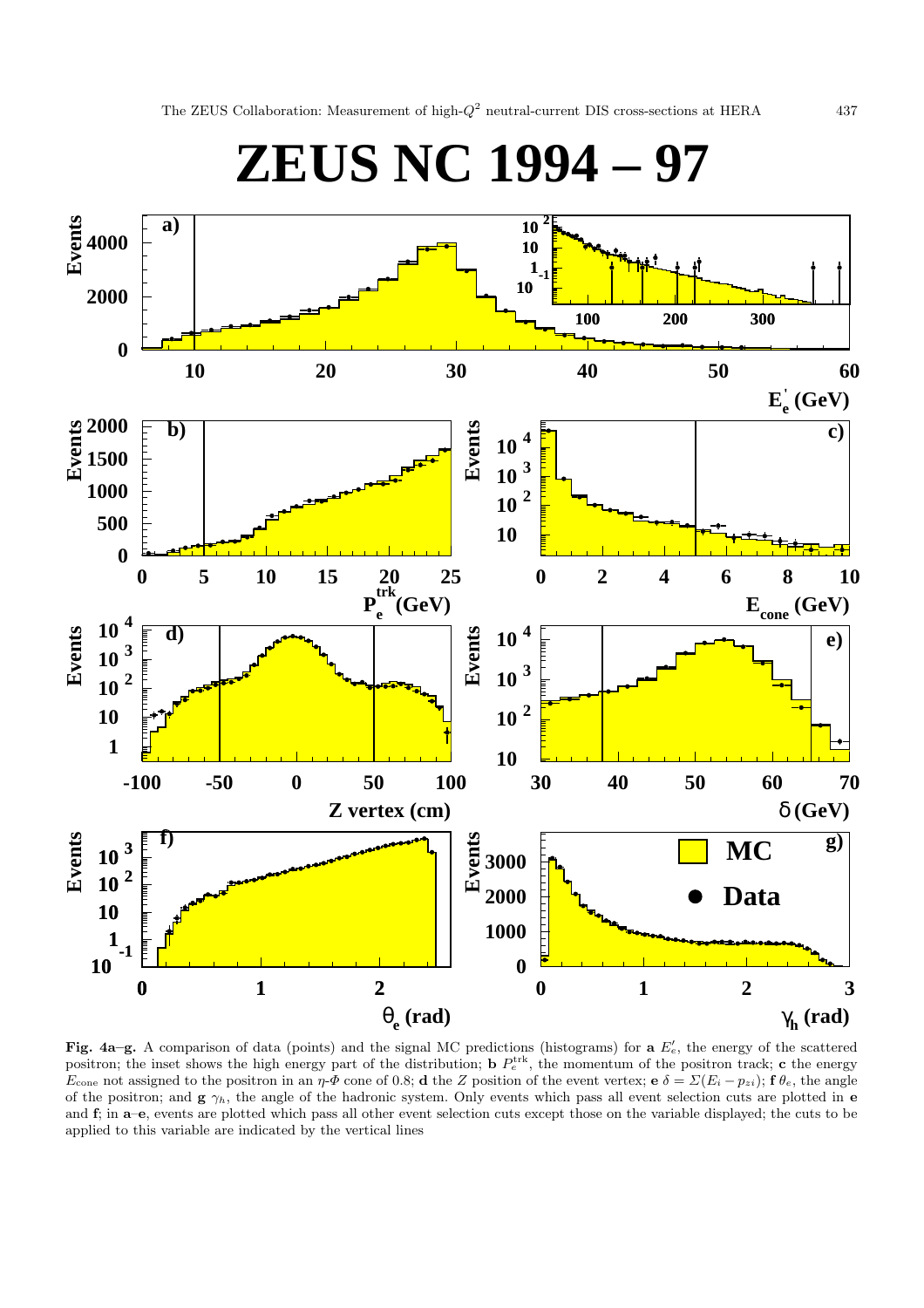**Fig. 4a–g.** A comparison of data (points) and the signal MC predictions (histograms) for **a** $E'_e$, the energy of the scattered positron; the inset shows the high energy part of the distribution; **b** $P_e^{\mathrm{trk}}$, the momentum of the positron track; **c** the energy $E_{\mathrm{cone}}$ not assigned to the positron in an $\eta$-$\Phi$ cone of 0.8; **d** the $Z$ position of the event vertex; **e** $\delta = \Sigma(E_i - p_{zi})$; **f** $\theta_e$, the angle of the positron; and **g** $\gamma_h$, the angle of the hadronic system. Only events which pass all event selection cuts are plotted in **e** and **f**; in **a**–**e**, events are plotted which pass all other event selection cuts except those on the variable displayed; the cuts to be applied to this variable are indicated by the vertical lines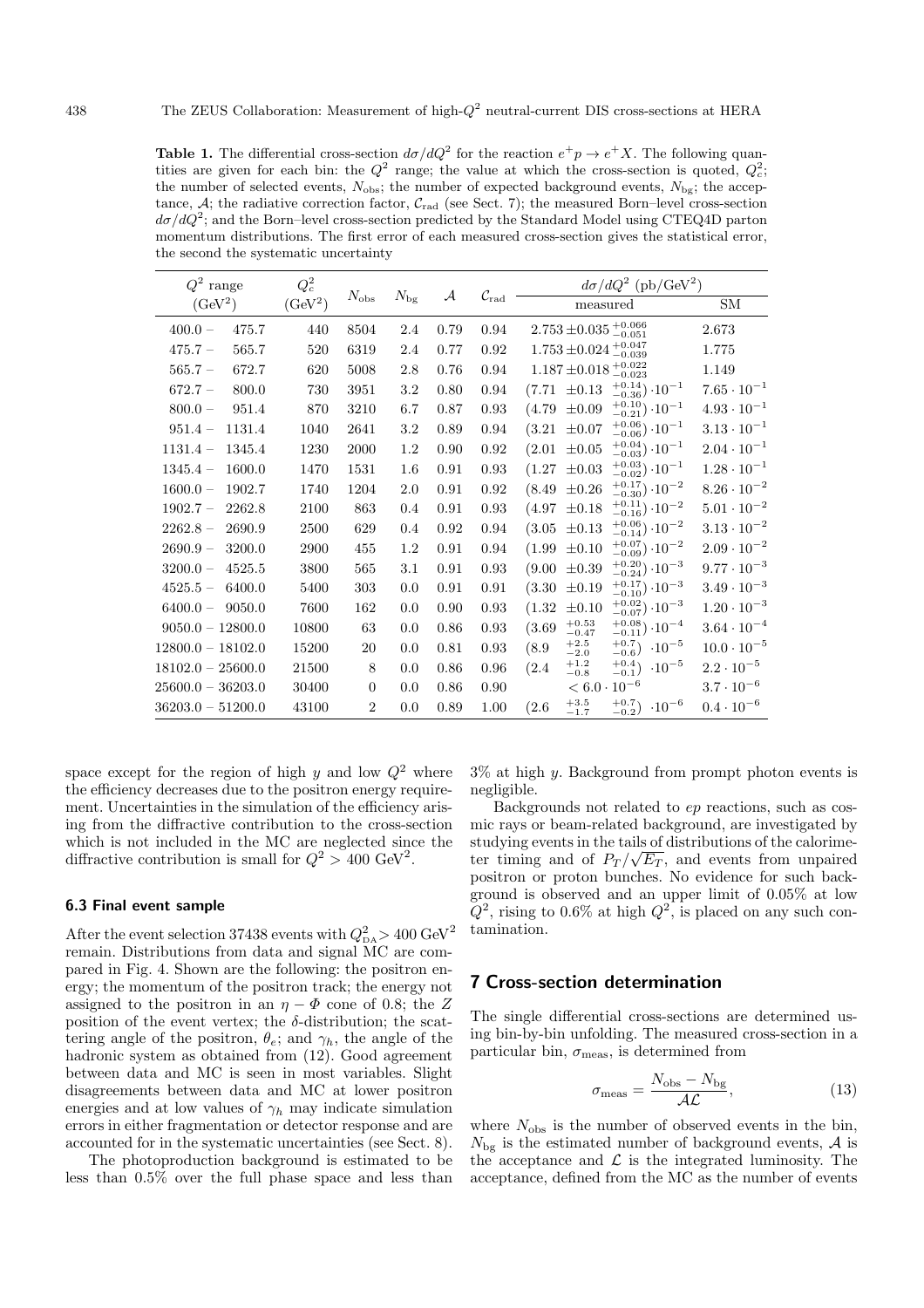**Table 1.** The differential cross-section $d\sigma/dQ^2$ for the reaction $e^+p \to e^+X$. The following quantities are given for each bin: the $Q^2$ range; the value at which the cross-section is quoted, $Q^2_c$; the number of selected events, $N_{\rm obs}$; the number of expected background events, $N_{\rm bg}$; the acceptance, $\mathcal{A}$; the radiative correction factor, $\mathcal{C}_{\rm rad}$ (see Sect. 7); the measured Born–level cross-section $d\sigma/dQ^2$; and the Born–level cross-section predicted by the Standard Model using CTEQ4D parton momentum distributions. The first error of each measured cross-section gives the statistical error, the second the systematic uncertainty

| $Q^2$ range (GeV$^2$) | $Q^2_c$ (GeV$^2$) | $N_{\rm obs}$ | $N_{\rm bg}$ | $\mathcal{A}$ | $\mathcal{C}_{\rm rad}$ | $d\sigma/dQ^2$ (pb/GeV$^2$) measured | $d\sigma/dQ^2$ (pb/GeV$^2$) SM |
|---|---|---|---|---|---|---|---|
| 400.0 – 475.7 | 440 | 8504 | 2.4 | 0.79 | 0.94 | $2.753 \pm 0.035\,^{+0.066}_{-0.051}$ | 2.673 |
| 475.7 – 565.7 | 520 | 6319 | 2.4 | 0.77 | 0.92 | $1.753 \pm 0.024\,^{+0.047}_{-0.039}$ | 1.775 |
| 565.7 – 672.7 | 620 | 5008 | 2.8 | 0.76 | 0.94 | $1.187 \pm 0.018\,^{+0.022}_{-0.023}$ | 1.149 |
| 672.7 – 800.0 | 730 | 3951 | 3.2 | 0.80 | 0.94 | $(7.71 \pm 0.13\,^{+0.14}_{-0.36}) \cdot 10^{-1}$ | $7.65 \cdot 10^{-1}$ |
| 800.0 – 951.4 | 870 | 3210 | 6.7 | 0.87 | 0.93 | $(4.79 \pm 0.09\,^{+0.10}_{-0.21}) \cdot 10^{-1}$ | $4.93 \cdot 10^{-1}$ |
| 951.4 – 1131.4 | 1040 | 2641 | 3.2 | 0.89 | 0.94 | $(3.21 \pm 0.07\,^{+0.06}_{-0.06}) \cdot 10^{-1}$ | $3.13 \cdot 10^{-1}$ |
| 1131.4 – 1345.4 | 1230 | 2000 | 1.2 | 0.90 | 0.92 | $(2.01 \pm 0.05\,^{+0.04}_{-0.03}) \cdot 10^{-1}$ | $2.04 \cdot 10^{-1}$ |
| 1345.4 – 1600.0 | 1470 | 1531 | 1.6 | 0.91 | 0.93 | $(1.27 \pm 0.03\,^{+0.03}_{-0.02}) \cdot 10^{-1}$ | $1.28 \cdot 10^{-1}$ |
| 1600.0 – 1902.7 | 1740 | 1204 | 2.0 | 0.91 | 0.92 | $(8.49 \pm 0.26\,^{+0.17}_{-0.30}) \cdot 10^{-2}$ | $8.26 \cdot 10^{-2}$ |
| 1902.7 – 2262.8 | 2100 | 863 | 0.4 | 0.91 | 0.93 | $(4.97 \pm 0.18\,^{+0.11}_{-0.16}) \cdot 10^{-2}$ | $5.01 \cdot 10^{-2}$ |
| 2262.8 – 2690.9 | 2500 | 629 | 0.4 | 0.92 | 0.94 | $(3.05 \pm 0.13\,^{+0.06}_{-0.14}) \cdot 10^{-2}$ | $3.13 \cdot 10^{-2}$ |
| 2690.9 – 3200.0 | 2900 | 455 | 1.2 | 0.91 | 0.94 | $(1.99 \pm 0.10\,^{+0.07}_{-0.09}) \cdot 10^{-2}$ | $2.09 \cdot 10^{-2}$ |
| 3200.0 – 4525.5 | 3800 | 565 | 3.1 | 0.91 | 0.93 | $(9.00 \pm 0.39\,^{+0.20}_{-0.24}) \cdot 10^{-3}$ | $9.77 \cdot 10^{-3}$ |
| 4525.5 – 6400.0 | 5400 | 303 | 0.0 | 0.91 | 0.91 | $(3.30 \pm 0.19\,^{+0.17}_{-0.10}) \cdot 10^{-3}$ | $3.49 \cdot 10^{-3}$ |
| 6400.0 – 9050.0 | 7600 | 162 | 0.0 | 0.90 | 0.93 | $(1.32 \pm 0.10\,^{+0.02}_{-0.07}) \cdot 10^{-3}$ | $1.20 \cdot 10^{-3}$ |
| 9050.0 – 12800.0 | 10800 | 63 | 0.0 | 0.86 | 0.93 | $(3.69\,^{+0.53}_{-0.47}\,^{+0.08}_{-0.11}) \cdot 10^{-4}$ | $3.64 \cdot 10^{-4}$ |
| 12800.0 – 18102.0 | 15200 | 20 | 0.0 | 0.81 | 0.93 | $(8.9\,^{+2.5}_{-2.0}\,^{+0.7}_{-0.6}) \cdot 10^{-5}$ | $10.0 \cdot 10^{-5}$ |
| 18102.0 – 25600.0 | 21500 | 8 | 0.0 | 0.86 | 0.96 | $(2.4\,^{+1.2}_{-0.8}\,^{+0.4}_{-0.1}) \cdot 10^{-5}$ | $2.2 \cdot 10^{-5}$ |
| 25600.0 – 36203.0 | 30400 | 0 | 0.0 | 0.86 | 0.90 | $< 6.0 \cdot 10^{-6}$ | $3.7 \cdot 10^{-6}$ |
| 36203.0 – 51200.0 | 43100 | 2 | 0.0 | 0.89 | 1.00 | $(2.6\,^{+3.5}_{-1.7}\,^{+0.7}_{-0.2}) \cdot 10^{-6}$ | $0.4 \cdot 10^{-6}$ |

space except for the region of high $y$ and low $Q^2$ where the efficiency decreases due to the positron energy requirement. Uncertainties in the simulation of the efficiency arising from the diffractive contribution to the cross-section which is not included in the MC are neglected since the diffractive contribution is small for $Q^2 > 400$ GeV$^2$.

### 6.3 Final event sample

After the event selection 37438 events with $Q^2_{\rm DA} > 400$ GeV$^2$ remain. Distributions from data and signal MC are compared in Fig. 4. Shown are the following: the positron energy; the momentum of the positron track; the energy not assigned to the positron in an $\eta - \Phi$ cone of 0.8; the $Z$ position of the event vertex; the $\delta$-distribution; the scattering angle of the positron, $\theta_e$; and $\gamma_h$, the angle of the hadronic system as obtained from (12). Good agreement between data and MC is seen in most variables. Slight disagreements between data and MC at lower positron energies and at low values of $\gamma_h$ may indicate simulation errors in either fragmentation or detector response and are accounted for in the systematic uncertainties (see Sect. 8).

The photoproduction background is estimated to be less than 0.5% over the full phase space and less than 3% at high $y$. Background from prompt photon events is negligible.

Backgrounds not related to $ep$ reactions, such as cosmic rays or beam-related background, are investigated by studying events in the tails of distributions of the calorimeter timing and of $P_T/\sqrt{E_T}$, and events from unpaired positron or proton bunches. No evidence for such background is observed and an upper limit of 0.05% at low $Q^2$, rising to 0.6% at high $Q^2$, is placed on any such contamination.

## 7 Cross-section determination

The single differential cross-sections are determined using bin-by-bin unfolding. The measured cross-section in a particular bin, $\sigma_{\rm meas}$, is determined from

$$\sigma_{\rm meas} = \frac{N_{\rm obs} - N_{\rm bg}}{\mathcal{A}\mathcal{L}}, \tag{13}$$

where $N_{\rm obs}$ is the number of observed events in the bin, $N_{\rm bg}$ is the estimated number of background events, $\mathcal{A}$ is the acceptance and $\mathcal{L}$ is the integrated luminosity. The acceptance, defined from the MC as the number of events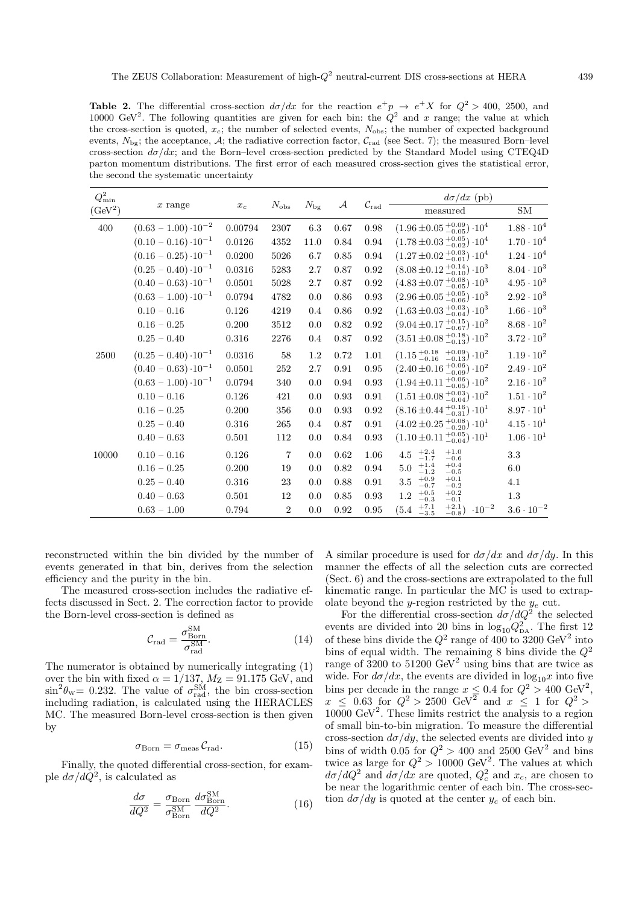**Table 2.** The differential cross-section $d\sigma/dx$ for the reaction $e^+p \rightarrow e^+X$ for $Q^2 > 400$, 2500, and 10000 GeV$^2$. The following quantities are given for each bin: the $Q^2$ and $x$ range; the value at which the cross-section is quoted, $x_c$; the number of selected events, $N_{\rm obs}$; the number of expected background events, $N_{\rm bg}$; the acceptance, $\mathcal{A}$; the radiative correction factor, $\mathcal{C}_{\rm rad}$ (see Sect. 7); the measured Born–level cross-section $d\sigma/dx$; and the Born–level cross-section predicted by the Standard Model using CTEQ4D parton momentum distributions. The first error of each measured cross-section gives the statistical error, the second the systematic uncertainty

| $Q^2_{\rm min}$ (GeV$^2$) | $x$ range | $x_c$ | $N_{\rm obs}$ | $N_{\rm bg}$ | $\mathcal{A}$ | $\mathcal{C}_{\rm rad}$ | $d\sigma/dx$ (pb) measured | $d\sigma/dx$ (pb) SM |
|---|---|---|---|---|---|---|---|---|
| 400 | $(0.63-1.00)\cdot10^{-2}$ | 0.00794 | 2307 | 6.3 | 0.67 | 0.98 | $(1.96 \pm 0.05\,^{+0.09}_{-0.05})\cdot10^4$ | $1.88\cdot10^4$ |
| | $(0.10-0.16)\cdot10^{-1}$ | 0.0126 | 4352 | 11.0 | 0.84 | 0.94 | $(1.78 \pm 0.03\,^{+0.05}_{-0.02})\cdot10^4$ | $1.70\cdot10^4$ |
| | $(0.16-0.25)\cdot10^{-1}$ | 0.0200 | 5026 | 6.7 | 0.85 | 0.94 | $(1.27 \pm 0.02\,^{+0.03}_{-0.01})\cdot10^4$ | $1.24\cdot10^4$ |
| | $(0.25-0.40)\cdot10^{-1}$ | 0.0316 | 5283 | 2.7 | 0.87 | 0.92 | $(8.08 \pm 0.12\,^{+0.14}_{-0.10})\cdot10^3$ | $8.04\cdot10^3$ |
| | $(0.40-0.63)\cdot10^{-1}$ | 0.0501 | 5028 | 2.7 | 0.87 | 0.92 | $(4.83 \pm 0.07\,^{+0.08}_{-0.05})\cdot10^3$ | $4.95\cdot10^3$ |
| | $(0.63-1.00)\cdot10^{-1}$ | 0.0794 | 4782 | 0.0 | 0.86 | 0.93 | $(2.96 \pm 0.05\,^{+0.05}_{-0.06})\cdot10^3$ | $2.92\cdot10^3$ |
| | $0.10-0.16$ | 0.126 | 4219 | 0.4 | 0.86 | 0.92 | $(1.63 \pm 0.03\,^{+0.03}_{-0.04})\cdot10^3$ | $1.66\cdot10^3$ |
| | $0.16-0.25$ | 0.200 | 3512 | 0.0 | 0.82 | 0.92 | $(9.04 \pm 0.17\,^{+0.15}_{-0.67})\cdot10^2$ | $8.68\cdot10^2$ |
| | $0.25-0.40$ | 0.316 | 2276 | 0.4 | 0.87 | 0.92 | $(3.51 \pm 0.08\,^{+0.18}_{-0.13})\cdot10^2$ | $3.72\cdot10^2$ |
| 2500 | $(0.25-0.40)\cdot10^{-1}$ | 0.0316 | 58 | 1.2 | 0.72 | 1.01 | $(1.15\,^{+0.18}_{-0.16}\,^{+0.09}_{-0.13})\cdot10^2$ | $1.19\cdot10^2$ |
| | $(0.40-0.63)\cdot10^{-1}$ | 0.0501 | 252 | 2.7 | 0.91 | 0.95 | $(2.40 \pm 0.16\,^{+0.06}_{-0.09})\cdot10^2$ | $2.49\cdot10^2$ |
| | $(0.63-1.00)\cdot10^{-1}$ | 0.0794 | 340 | 0.0 | 0.94 | 0.93 | $(1.94 \pm 0.11\,^{+0.06}_{-0.05})\cdot10^2$ | $2.16\cdot10^2$ |
| | $0.10-0.16$ | 0.126 | 421 | 0.0 | 0.93 | 0.91 | $(1.51 \pm 0.08\,^{+0.03}_{-0.04})\cdot10^2$ | $1.51\cdot10^2$ |
| | $0.16-0.25$ | 0.200 | 356 | 0.0 | 0.93 | 0.92 | $(8.16 \pm 0.44\,^{+0.16}_{-0.31})\cdot10^1$ | $8.97\cdot10^1$ |
| | $0.25-0.40$ | 0.316 | 265 | 0.4 | 0.87 | 0.91 | $(4.02 \pm 0.25\,^{+0.08}_{-0.20})\cdot10^1$ | $4.15\cdot10^1$ |
| | $0.40-0.63$ | 0.501 | 112 | 0.0 | 0.84 | 0.93 | $(1.10 \pm 0.11\,^{+0.05}_{-0.04})\cdot10^1$ | $1.06\cdot10^1$ |
| 10000 | $0.10-0.16$ | 0.126 | 7 | 0.0 | 0.62 | 1.06 | $4.5\,^{+2.4}_{-1.7}\,^{+1.0}_{-0.6}$ | 3.3 |
| | $0.16-0.25$ | 0.200 | 19 | 0.0 | 0.82 | 0.94 | $5.0\,^{+1.4}_{-1.2}\,^{+0.4}_{-0.5}$ | 6.0 |
| | $0.25-0.40$ | 0.316 | 23 | 0.0 | 0.88 | 0.91 | $3.5\,^{+0.9}_{-0.7}\,^{+0.1}_{-0.2}$ | 4.1 |
| | $0.40-0.63$ | 0.501 | 12 | 0.0 | 0.85 | 0.93 | $1.2\,^{+0.5}_{-0.3}\,^{+0.2}_{-0.1}$ | 1.3 |
| | $0.63-1.00$ | 0.794 | 2 | 0.0 | 0.92 | 0.95 | $(5.4\,^{+7.1}_{-3.5}\,^{+2.1}_{-0.8})\cdot10^{-2}$ | $3.6\cdot10^{-2}$ |

reconstructed within the bin divided by the number of events generated in that bin, derives from the selection efficiency and the purity in the bin.

The measured cross-section includes the radiative effects discussed in Sect. 2. The correction factor to provide the Born-level cross-section is defined as

$$\mathcal{C}_{\rm rad} = \frac{\sigma^{\rm SM}_{\rm Born}}{\sigma^{\rm SM}_{\rm rad}}. \tag{14}$$

The numerator is obtained by numerically integrating (1) over the bin with fixed $\alpha = 1/137$, $M_Z = 91.175$ GeV, and $\sin^2\theta_{\rm W} = 0.232$. The value of $\sigma^{\rm SM}_{\rm rad}$, the bin cross-section including radiation, is calculated using the HERACLES MC. The measured Born-level cross-section is then given by

$$\sigma_{\rm Born} = \sigma_{\rm meas}\,\mathcal{C}_{\rm rad}. \tag{15}$$

Finally, the quoted differential cross-section, for example $d\sigma/dQ^2$, is calculated as

$$\frac{d\sigma}{dQ^2} = \frac{\sigma_{\rm Born}}{\sigma^{\rm SM}_{\rm Born}}\frac{d\sigma^{\rm SM}_{\rm Born}}{dQ^2}. \tag{16}$$

A similar procedure is used for $d\sigma/dx$ and $d\sigma/dy$. In this manner the effects of all the selection cuts are corrected (Sect. 6) and the cross-sections are extrapolated to the full kinematic range. In particular the MC is used to extrapolate beyond the $y$-region restricted by the $y_e$ cut.

For the differential cross-section $d\sigma/dQ^2$ the selected events are divided into 20 bins in $\log_{10}Q^2_{\rm DA}$. The first 12 of these bins divide the $Q^2$ range of 400 to 3200 GeV$^2$ into bins of equal width. The remaining 8 bins divide the $Q^2$ range of 3200 to 51200 GeV$^2$ using bins that are twice as wide. For $d\sigma/dx$, the events are divided in $\log_{10}x$ into five bins per decade in the range $x \leq 0.4$ for $Q^2 > 400$ GeV$^2$, $x \leq 0.63$ for $Q^2 > 2500$ GeV$^2$ and $x \leq 1$ for $Q^2 > 10000$ GeV$^2$. These limits restrict the analysis to a region of small bin-to-bin migration. To measure the differential cross-section $d\sigma/dy$, the selected events are divided into $y$ bins of width 0.05 for $Q^2 > 400$ and 2500 GeV$^2$ and bins twice as large for $Q^2 > 10000$ GeV$^2$. The values at which $d\sigma/dQ^2$ and $d\sigma/dx$ are quoted, $Q^2_c$ and $x_c$, are chosen to be near the logarithmic center of each bin. The cross-section $d\sigma/dy$ is quoted at the center $y_c$ of each bin.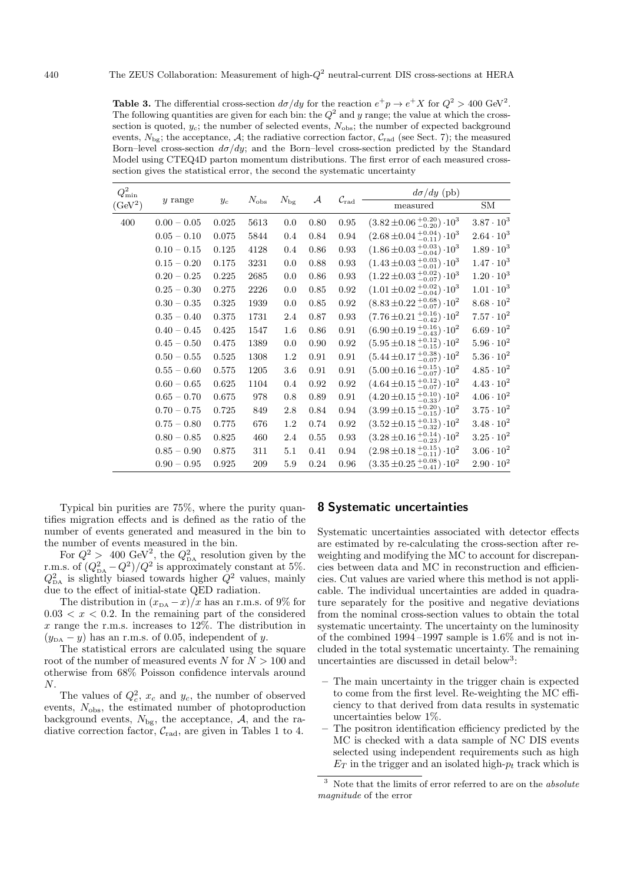**Table 3.** The differential cross-section $d\sigma/dy$ for the reaction $e^+p \to e^+X$ for $Q^2 > 400$ GeV$^2$. The following quantities are given for each bin: the $Q^2$ and $y$ range; the value at which the cross-section is quoted, $y_c$; the number of selected events, $N_{\rm obs}$; the number of expected background events, $N_{\rm bg}$; the acceptance, $\mathcal{A}$; the radiative correction factor, $\mathcal{C}_{\rm rad}$ (see Sect. 7); the measured Born–level cross-section $d\sigma/dy$; and the Born–level cross-section predicted by the Standard Model using CTEQ4D parton momentum distributions. The first error of each measured cross-section gives the statistical error, the second the systematic uncertainty

| $Q^2_{\rm min}$ | $y$ range | $y_c$ | $N_{\rm obs}$ | $N_{\rm bg}$ | $\mathcal{A}$ | $\mathcal{C}_{\rm rad}$ | $d\sigma/dy$ (pb) | |
|---|---|---|---|---|---|---|---|---|
| (GeV$^2$) | | | | | | | measured | SM |
| 400 | $0.00-0.05$ | 0.025 | 5613 | 0.0 | 0.80 | 0.95 | $(3.82 \pm 0.06\,^{+0.20}_{-0.20}) \cdot 10^3$ | $3.87 \cdot 10^3$ |
| | $0.05-0.10$ | 0.075 | 5844 | 0.4 | 0.84 | 0.94 | $(2.68 \pm 0.04\,^{+0.04}_{-0.11}) \cdot 10^3$ | $2.64 \cdot 10^3$ |
| | $0.10-0.15$ | 0.125 | 4128 | 0.4 | 0.86 | 0.93 | $(1.86 \pm 0.03\,^{+0.03}_{-0.04}) \cdot 10^3$ | $1.89 \cdot 10^3$ |
| | $0.15-0.20$ | 0.175 | 3231 | 0.0 | 0.88 | 0.93 | $(1.43 \pm 0.03\,^{+0.03}_{-0.01}) \cdot 10^3$ | $1.47 \cdot 10^3$ |
| | $0.20-0.25$ | 0.225 | 2685 | 0.0 | 0.86 | 0.93 | $(1.22 \pm 0.03\,^{+0.02}_{-0.07}) \cdot 10^3$ | $1.20 \cdot 10^3$ |
| | $0.25-0.30$ | 0.275 | 2226 | 0.0 | 0.85 | 0.92 | $(1.01 \pm 0.02\,^{+0.02}_{-0.04}) \cdot 10^3$ | $1.01 \cdot 10^3$ |
| | $0.30-0.35$ | 0.325 | 1939 | 0.0 | 0.85 | 0.92 | $(8.83 \pm 0.22\,^{+0.68}_{-0.07}) \cdot 10^2$ | $8.68 \cdot 10^2$ |
| | $0.35-0.40$ | 0.375 | 1731 | 2.4 | 0.87 | 0.93 | $(7.76 \pm 0.21\,^{+0.16}_{-0.42}) \cdot 10^2$ | $7.57 \cdot 10^2$ |
| | $0.40-0.45$ | 0.425 | 1547 | 1.6 | 0.86 | 0.91 | $(6.90 \pm 0.19\,^{+0.16}_{-0.43}) \cdot 10^2$ | $6.69 \cdot 10^2$ |
| | $0.45-0.50$ | 0.475 | 1389 | 0.0 | 0.90 | 0.92 | $(5.95 \pm 0.18\,^{+0.12}_{-0.15}) \cdot 10^2$ | $5.96 \cdot 10^2$ |
| | $0.50-0.55$ | 0.525 | 1308 | 1.2 | 0.91 | 0.91 | $(5.44 \pm 0.17\,^{+0.38}_{-0.07}) \cdot 10^2$ | $5.36 \cdot 10^2$ |
| | $0.55-0.60$ | 0.575 | 1205 | 3.6 | 0.91 | 0.91 | $(5.00 \pm 0.16\,^{+0.15}_{-0.07}) \cdot 10^2$ | $4.85 \cdot 10^2$ |
| | $0.60-0.65$ | 0.625 | 1104 | 0.4 | 0.92 | 0.92 | $(4.64 \pm 0.15\,^{+0.12}_{-0.07}) \cdot 10^2$ | $4.43 \cdot 10^2$ |
| | $0.65-0.70$ | 0.675 | 978 | 0.8 | 0.89 | 0.91 | $(4.20 \pm 0.15\,^{+0.10}_{-0.33}) \cdot 10^2$ | $4.06 \cdot 10^2$ |
| | $0.70-0.75$ | 0.725 | 849 | 2.8 | 0.84 | 0.94 | $(3.99 \pm 0.15\,^{+0.20}_{-0.15}) \cdot 10^2$ | $3.75 \cdot 10^2$ |
| | $0.75-0.80$ | 0.775 | 676 | 1.2 | 0.74 | 0.92 | $(3.52 \pm 0.15\,^{+0.13}_{-0.32}) \cdot 10^2$ | $3.48 \cdot 10^2$ |
| | $0.80-0.85$ | 0.825 | 460 | 2.4 | 0.55 | 0.93 | $(3.28 \pm 0.16\,^{+0.14}_{-0.23}) \cdot 10^2$ | $3.25 \cdot 10^2$ |
| | $0.85-0.90$ | 0.875 | 311 | 5.1 | 0.41 | 0.94 | $(2.98 \pm 0.18\,^{+0.15}_{-0.11}) \cdot 10^2$ | $3.06 \cdot 10^2$ |
| | $0.90-0.95$ | 0.925 | 209 | 5.9 | 0.24 | 0.96 | $(3.35 \pm 0.25\,^{+0.08}_{-0.41}) \cdot 10^2$ | $2.90 \cdot 10^2$ |

Typical bin purities are 75%, where the purity quantifies migration effects and is defined as the ratio of the number of events generated and measured in the bin to the number of events measured in the bin.

For $Q^2 >$ 400 GeV$^2$, the $Q^2_{\rm DA}$ resolution given by the r.m.s. of $(Q^2_{\rm DA} - Q^2)/Q^2$ is approximately constant at 5%. $Q^2_{\rm DA}$ is slightly biased towards higher $Q^2$ values, mainly due to the effect of initial-state QED radiation.

The distribution in $(x_{\rm DA} - x)/x$ has an r.m.s. of 9% for $0.03 < x < 0.2$. In the remaining part of the considered $x$ range the r.m.s. increases to 12%. The distribution in $(y_{\rm DA} - y)$ has an r.m.s. of 0.05, independent of $y$.

The statistical errors are calculated using the square root of the number of measured events $N$ for $N > 100$ and otherwise from 68% Poisson confidence intervals around $N$.

The values of $Q^2_c$, $x_c$ and $y_c$, the number of observed events, $N_{\rm obs}$, the estimated number of photoproduction background events, $N_{\rm bg}$, the acceptance, $\mathcal{A}$, and the radiative correction factor, $\mathcal{C}_{\rm rad}$, are given in Tables 1 to 4.

## 8 Systematic uncertainties

Systematic uncertainties associated with detector effects are estimated by re-calculating the cross-section after re-weighting and modifying the MC to account for discrepancies between data and MC in reconstruction and efficiencies. Cut values are varied where this method is not applicable. The individual uncertainties are added in quadrature separately for the positive and negative deviations from the nominal cross-section values to obtain the total systematic uncertainty. The uncertainty on the luminosity of the combined 1994–1997 sample is 1.6% and is not included in the total systematic uncertainty. The remaining uncertainties are discussed in detail below[3]:

- The main uncertainty in the trigger chain is expected to come from the first level. Re-weighting the MC efficiency to that derived from data results in systematic uncertainties below 1%.
- The positron identification efficiency predicted by the MC is checked with a data sample of NC DIS events selected using independent requirements such as high $E_T$ in the trigger and an isolated high-$p_t$ track which is

[3] Note that the limits of error referred to are on the *absolute magnitude* of the error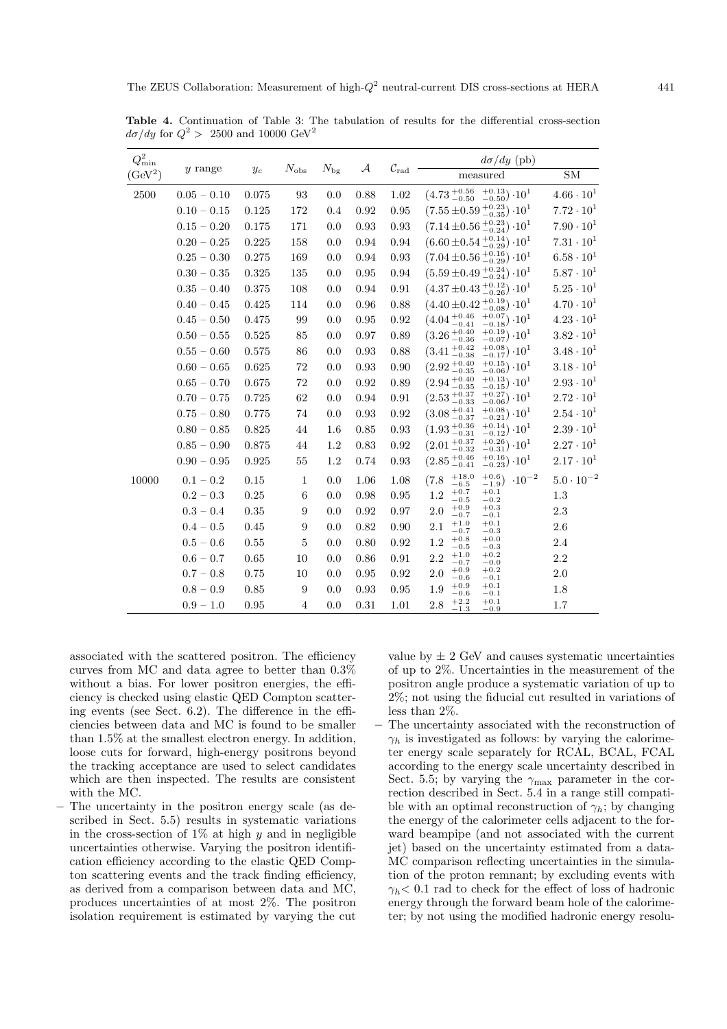**Table 4.** Continuation of Table 3: The tabulation of results for the differential cross-section $d\sigma/dy$ for $Q^2 >$ 2500 and 10000 GeV$^2$

| $Q^2_{\min}$ (GeV$^2$) | $y$ range | $y_c$ | $N_{\rm obs}$ | $N_{\rm bg}$ | $\mathcal{A}$ | $\mathcal{C}_{\rm rad}$ | $d\sigma/dy$ (pb) measured | $d\sigma/dy$ (pb) SM |
|---|---|---|---|---|---|---|---|---|
| 2500 | $0.05-0.10$ | 0.075 | 93 | 0.0 | 0.88 | 1.02 | $(4.73^{+0.56}_{-0.50}\ {}^{+0.13}_{-0.50})\cdot 10^1$ | $4.66\cdot 10^1$ |
| | $0.10-0.15$ | 0.125 | 172 | 0.4 | 0.92 | 0.95 | $(7.55\pm 0.59^{+0.23}_{-0.35})\cdot 10^1$ | $7.72\cdot 10^1$ |
| | $0.15-0.20$ | 0.175 | 171 | 0.0 | 0.93 | 0.93 | $(7.14\pm 0.56^{+0.23}_{-0.24})\cdot 10^1$ | $7.90\cdot 10^1$ |
| | $0.20-0.25$ | 0.225 | 158 | 0.0 | 0.94 | 0.94 | $(6.60\pm 0.54^{+0.14}_{-0.29})\cdot 10^1$ | $7.31\cdot 10^1$ |
| | $0.25-0.30$ | 0.275 | 169 | 0.0 | 0.94 | 0.93 | $(7.04\pm 0.56^{+0.16}_{-0.29})\cdot 10^1$ | $6.58\cdot 10^1$ |
| | $0.30-0.35$ | 0.325 | 135 | 0.0 | 0.95 | 0.94 | $(5.59\pm 0.49^{+0.24}_{-0.24})\cdot 10^1$ | $5.87\cdot 10^1$ |
| | $0.35-0.40$ | 0.375 | 108 | 0.0 | 0.94 | 0.91 | $(4.37\pm 0.43^{+0.12}_{-0.26})\cdot 10^1$ | $5.25\cdot 10^1$ |
| | $0.40-0.45$ | 0.425 | 114 | 0.0 | 0.96 | 0.88 | $(4.40\pm 0.42^{+0.19}_{-0.08})\cdot 10^1$ | $4.70\cdot 10^1$ |
| | $0.45-0.50$ | 0.475 | 99 | 0.0 | 0.95 | 0.92 | $(4.04^{+0.46}_{-0.41}\ {}^{+0.07}_{-0.18})\cdot 10^1$ | $4.23\cdot 10^1$ |
| | $0.50-0.55$ | 0.525 | 85 | 0.0 | 0.97 | 0.89 | $(3.26^{+0.40}_{-0.36}\ {}^{+0.19}_{-0.07})\cdot 10^1$ | $3.82\cdot 10^1$ |
| | $0.55-0.60$ | 0.575 | 86 | 0.0 | 0.93 | 0.88 | $(3.41^{+0.42}_{-0.38}\ {}^{+0.08}_{-0.17})\cdot 10^1$ | $3.48\cdot 10^1$ |
| | $0.60-0.65$ | 0.625 | 72 | 0.0 | 0.93 | 0.90 | $(2.92^{+0.40}_{-0.35}\ {}^{+0.15}_{-0.06})\cdot 10^1$ | $3.18\cdot 10^1$ |
| | $0.65-0.70$ | 0.675 | 72 | 0.0 | 0.92 | 0.89 | $(2.94^{+0.40}_{-0.35}\ {}^{+0.13}_{-0.15})\cdot 10^1$ | $2.93\cdot 10^1$ |
| | $0.70-0.75$ | 0.725 | 62 | 0.0 | 0.94 | 0.91 | $(2.53^{+0.37}_{-0.33}\ {}^{+0.27}_{-0.06})\cdot 10^1$ | $2.72\cdot 10^1$ |
| | $0.75-0.80$ | 0.775 | 74 | 0.0 | 0.93 | 0.92 | $(3.08^{+0.41}_{-0.37}\ {}^{+0.08}_{-0.21})\cdot 10^1$ | $2.54\cdot 10^1$ |
| | $0.80-0.85$ | 0.825 | 44 | 1.6 | 0.85 | 0.93 | $(1.93^{+0.36}_{-0.31}\ {}^{+0.14}_{-0.12})\cdot 10^1$ | $2.39\cdot 10^1$ |
| | $0.85-0.90$ | 0.875 | 44 | 1.2 | 0.83 | 0.92 | $(2.01^{+0.37}_{-0.32}\ {}^{+0.26}_{-0.31})\cdot 10^1$ | $2.27\cdot 10^1$ |
| | $0.90-0.95$ | 0.925 | 55 | 1.2 | 0.74 | 0.93 | $(2.85^{+0.46}_{-0.41}\ {}^{+0.16}_{-0.23})\cdot 10^1$ | $2.17\cdot 10^1$ |
| 10000 | $0.1-0.2$ | 0.15 | 1 | 0.0 | 1.06 | 1.08 | $(7.8\ {}^{+18.0}_{-6.5}\ {}^{+0.6}_{-1.9})\cdot 10^{-2}$ | $5.0\cdot 10^{-2}$ |
| | $0.2-0.3$ | 0.25 | 6 | 0.0 | 0.98 | 0.95 | $1.2\ {}^{+0.7}_{-0.5}\ {}^{+0.1}_{-0.2}$ | 1.3 |
| | $0.3-0.4$ | 0.35 | 9 | 0.0 | 0.92 | 0.97 | $2.0\ {}^{+0.9}_{-0.7}\ {}^{+0.3}_{-0.1}$ | 2.3 |
| | $0.4-0.5$ | 0.45 | 9 | 0.0 | 0.82 | 0.90 | $2.1\ {}^{+1.0}_{-0.7}\ {}^{+0.1}_{-0.3}$ | 2.6 |
| | $0.5-0.6$ | 0.55 | 5 | 0.0 | 0.80 | 0.92 | $1.2\ {}^{+0.8}_{-0.5}\ {}^{+0.0}_{-0.3}$ | 2.4 |
| | $0.6-0.7$ | 0.65 | 10 | 0.0 | 0.86 | 0.91 | $2.2\ {}^{+1.0}_{-0.7}\ {}^{+0.2}_{-0.0}$ | 2.2 |
| | $0.7-0.8$ | 0.75 | 10 | 0.0 | 0.95 | 0.92 | $2.0\ {}^{+0.9}_{-0.6}\ {}^{+0.2}_{-0.1}$ | 2.0 |
| | $0.8-0.9$ | 0.85 | 9 | 0.0 | 0.93 | 0.95 | $1.9\ {}^{+0.9}_{-0.6}\ {}^{+0.1}_{-0.1}$ | 1.8 |
| | $0.9-1.0$ | 0.95 | 4 | 0.0 | 0.31 | 1.01 | $2.8\ {}^{+2.2}_{-1.3}\ {}^{+0.1}_{-0.9}$ | 1.7 |

associated with the scattered positron. The efficiency curves from MC and data agree to better than 0.3% without a bias. For lower positron energies, the efficiency is checked using elastic QED Compton scattering events (see Sect. 6.2). The difference in the efficiencies between data and MC is found to be smaller than 1.5% at the smallest electron energy. In addition, loose cuts for forward, high-energy positrons beyond the tracking acceptance are used to select candidates which are then inspected. The results are consistent with the MC.

– The uncertainty in the positron energy scale (as described in Sect. 5.5) results in systematic variations in the cross-section of 1% at high $y$ and in negligible uncertainties otherwise. Varying the positron identification efficiency according to the elastic QED Compton scattering events and the track finding efficiency, as derived from a comparison between data and MC, produces uncertainties of at most 2%. The positron isolation requirement is estimated by varying the cut value by ± 2 GeV and causes systematic uncertainties of up to 2%. Uncertainties in the measurement of the positron angle produce a systematic variation of up to 2%; not using the fiducial cut resulted in variations of less than 2%.

– The uncertainty associated with the reconstruction of $\gamma_h$ is investigated as follows: by varying the calorimeter energy scale separately for RCAL, BCAL, FCAL according to the energy scale uncertainty described in Sect. 5.5; by varying the $\gamma_{\max}$ parameter in the correction described in Sect. 5.4 in a range still compatible with an optimal reconstruction of $\gamma_h$; by changing the energy of the calorimeter cells adjacent to the forward beampipe (and not associated with the current jet) based on the uncertainty estimated from a data-MC comparison reflecting uncertainties in the simulation of the proton remnant; by excluding events with $\gamma_h <$ 0.1 rad to check for the effect of loss of hadronic energy through the forward beam hole of the calorimeter; by not using the modified hadronic energy resolu-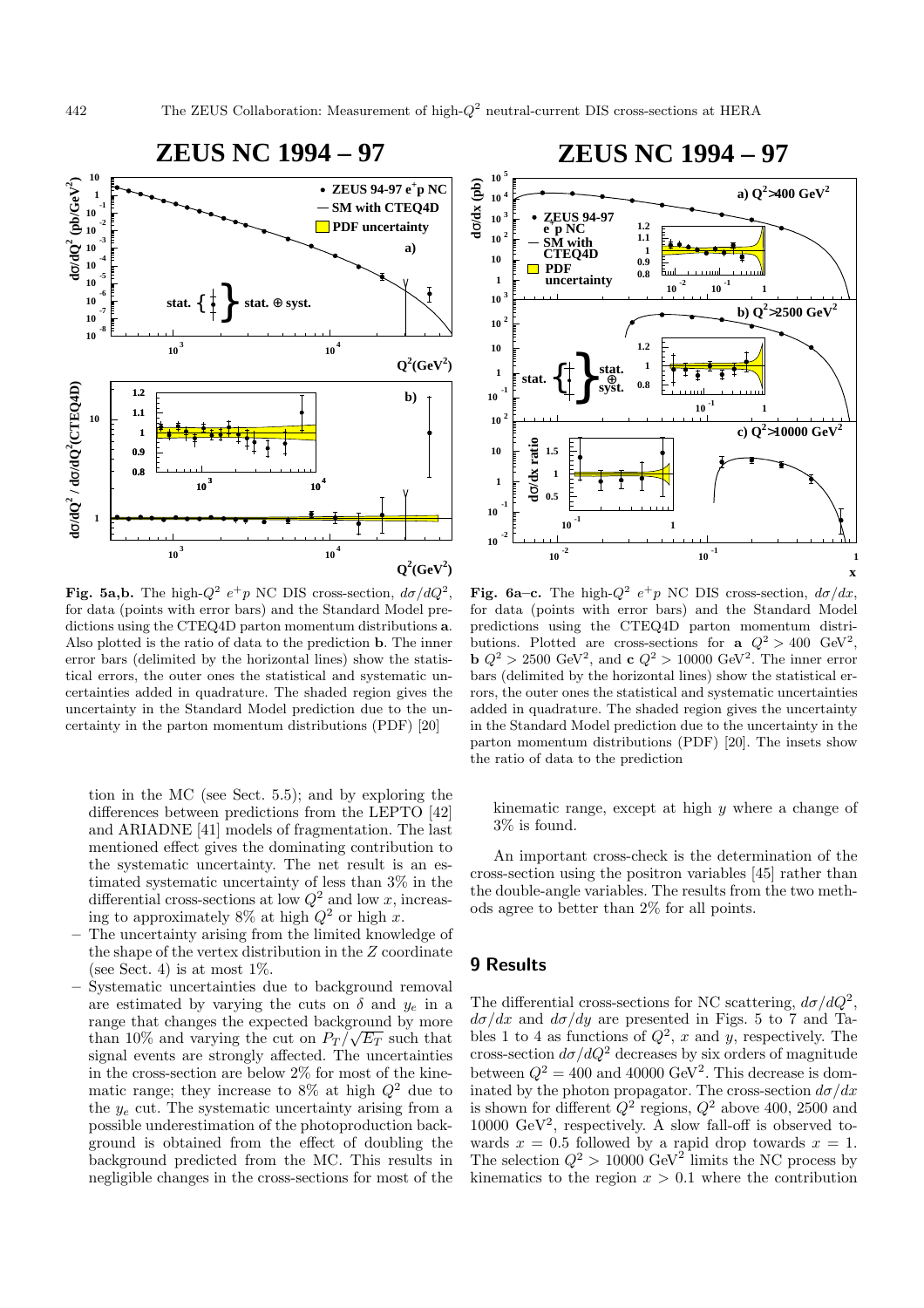**Fig. 5a,b.** The high-$Q^2$ $e^+p$ NC DIS cross-section, $d\sigma/dQ^2$, for data (points with error bars) and the Standard Model predictions using the CTEQ4D parton momentum distributions **a**. Also plotted is the ratio of data to the prediction **b**. The inner error bars (delimited by the horizontal lines) show the statistical errors, the outer ones the statistical and systematic uncertainties added in quadrature. The shaded region gives the uncertainty in the Standard Model prediction due to the uncertainty in the parton momentum distributions (PDF) [20]

**Fig. 6a–c.** The high-$Q^2$ $e^+p$ NC DIS cross-section, $d\sigma/dx$, for data (points with error bars) and the Standard Model predictions using the CTEQ4D parton momentum distributions. Plotted are cross-sections for **a** $Q^2 > 400$ GeV$^2$, **b** $Q^2 > 2500$ GeV$^2$, and **c** $Q^2 > 10000$ GeV$^2$. The inner error bars (delimited by the horizontal lines) show the statistical errors, the outer ones the statistical and systematic uncertainties added in quadrature. The shaded region gives the uncertainty in the Standard Model prediction due to the uncertainty in the parton momentum distributions (PDF) [20]. The insets show the ratio of data to the prediction

tion in the MC (see Sect. 5.5); and by exploring the differences between predictions from the LEPTO [42] and ARIADNE [41] models of fragmentation. The last mentioned effect gives the dominating contribution to the systematic uncertainty. The net result is an estimated systematic uncertainty of less than 3% in the differential cross-sections at low $Q^2$ and low $x$, increasing to approximately 8% at high $Q^2$ or high $x$.

– The uncertainty arising from the limited knowledge of the shape of the vertex distribution in the $Z$ coordinate (see Sect. 4) is at most 1%.
– Systematic uncertainties due to background removal are estimated by varying the cuts on $\delta$ and $y_e$ in a range that changes the expected background by more than 10% and varying the cut on $P_T/\sqrt{E_T}$ such that signal events are strongly affected. The uncertainties in the cross-section are below 2% for most of the kinematic range; they increase to 8% at high $Q^2$ due to the $y_e$ cut. The systematic uncertainty arising from a possible underestimation of the photoproduction background is obtained from the effect of doubling the background predicted from the MC. This results in negligible changes in the cross-sections for most of the kinematic range, except at high $y$ where a change of 3% is found.

An important cross-check is the determination of the cross-section using the positron variables [45] rather than the double-angle variables. The results from the two methods agree to better than 2% for all points.

## 9 Results

The differential cross-sections for NC scattering, $d\sigma/dQ^2$, $d\sigma/dx$ and $d\sigma/dy$ are presented in Figs. 5 to 7 and Tables 1 to 4 as functions of $Q^2$, $x$ and $y$, respectively. The cross-section $d\sigma/dQ^2$ decreases by six orders of magnitude between $Q^2 = 400$ and 40000 GeV$^2$. This decrease is dominated by the photon propagator. The cross-section $d\sigma/dx$ is shown for different $Q^2$ regions, $Q^2$ above 400, 2500 and 10000 GeV$^2$, respectively. A slow fall-off is observed towards $x = 0.5$ followed by a rapid drop towards $x = 1$. The selection $Q^2 > 10000$ GeV$^2$ limits the NC process by kinematics to the region $x > 0.1$ where the contribution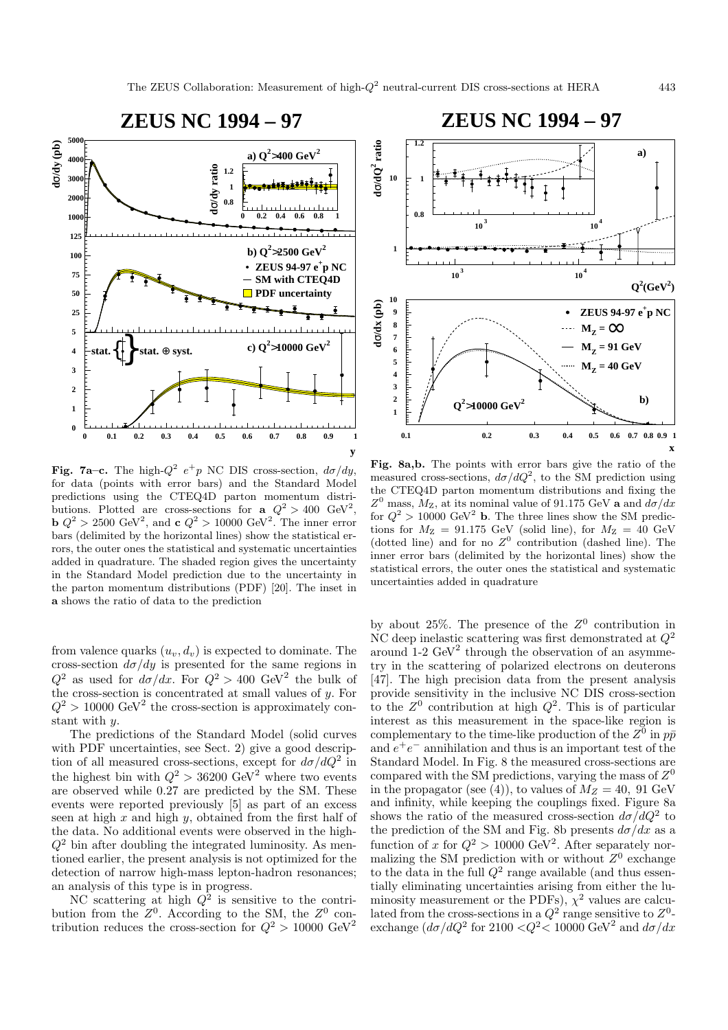**Fig. 7a–c.** The high-$Q^2$ $e^+p$ NC DIS cross-section, $d\sigma/dy$, for data (points with error bars) and the Standard Model predictions using the CTEQ4D parton momentum distributions. Plotted are cross-sections for **a** $Q^2 > 400$ GeV$^2$, **b** $Q^2 > 2500$ GeV$^2$, and **c** $Q^2 > 10000$ GeV$^2$. The inner error bars (delimited by the horizontal lines) show the statistical errors, the outer ones the statistical and systematic uncertainties added in quadrature. The shaded region gives the uncertainty in the Standard Model prediction due to the uncertainty in the parton momentum distributions (PDF) [20]. The inset in **a** shows the ratio of data to the prediction

**Fig. 8a,b.** The points with error bars give the ratio of the measured cross-sections, $d\sigma/dQ^2$, to the SM prediction using the CTEQ4D parton momentum distributions and fixing the $Z^0$ mass, $M_Z$, at its nominal value of 91.175 GeV **a** and $d\sigma/dx$ for $Q^2 > 10000$ GeV$^2$ **b**. The three lines show the SM predictions for $M_Z = 91.175$ GeV (solid line), for $M_Z = 40$ GeV (dotted line) and for no $Z^0$ contribution (dashed line). The inner error bars (delimited by the horizontal lines) show the statistical errors, the outer ones the statistical and systematic uncertainties added in quadrature

from valence quarks ($u_v, d_v$) is expected to dominate. The cross-section $d\sigma/dy$ is presented for the same regions in $Q^2$ as used for $d\sigma/dx$. For $Q^2 > 400$ GeV$^2$ the bulk of the cross-section is concentrated at small values of $y$. For $Q^2 > 10000$ GeV$^2$ the cross-section is approximately constant with $y$.

The predictions of the Standard Model (solid curves with PDF uncertainties, see Sect. 2) give a good description of all measured cross-sections, except for $d\sigma/dQ^2$ in the highest bin with $Q^2 > 36200$ GeV$^2$ where two events are observed while 0.27 are predicted by the SM. These events were reported previously [5] as part of an excess seen at high $x$ and high $y$, obtained from the first half of the data. No additional events were observed in the high-$Q^2$ bin after doubling the integrated luminosity. As mentioned earlier, the present analysis is not optimized for the detection of narrow high-mass lepton-hadron resonances; an analysis of this type is in progress.

NC scattering at high $Q^2$ is sensitive to the contribution from the $Z^0$. According to the SM, the $Z^0$ contribution reduces the cross-section for $Q^2 > 10000$ GeV$^2$ by about 25%. The presence of the $Z^0$ contribution in NC deep inelastic scattering was first demonstrated at $Q^2$ around 1-2 GeV$^2$ through the observation of an asymmetry in the scattering of polarized electrons on deuterons [47]. The high precision data from the present analysis provide sensitivity in the inclusive NC DIS cross-section to the $Z^0$ contribution at high $Q^2$. This is of particular interest as this measurement in the space-like region is complementary to the time-like production of the $Z^0$ in $p\bar{p}$ and $e^+e^-$ annihilation and thus is an important test of the Standard Model. In Fig. 8 the measured cross-sections are compared with the SM predictions, varying the mass of $Z^0$ in the propagator (see (4)), to values of $M_Z = 40$, 91 GeV and infinity, while keeping the couplings fixed. Figure 8a shows the ratio of the measured cross-section $d\sigma/dQ^2$ to the prediction of the SM and Fig. 8b presents $d\sigma/dx$ as a function of $x$ for $Q^2 > 10000$ GeV$^2$. After separately normalizing the SM prediction with or without $Z^0$ exchange to the data in the full $Q^2$ range available (and thus essentially eliminating uncertainties arising from either the luminosity measurement or the PDFs), $\chi^2$ values are calculated from the cross-sections in a $Q^2$ range sensitive to $Z^0$-exchange ($d\sigma/dQ^2$ for $2100 < Q^2 < 10000$ GeV$^2$ and $d\sigma/dx$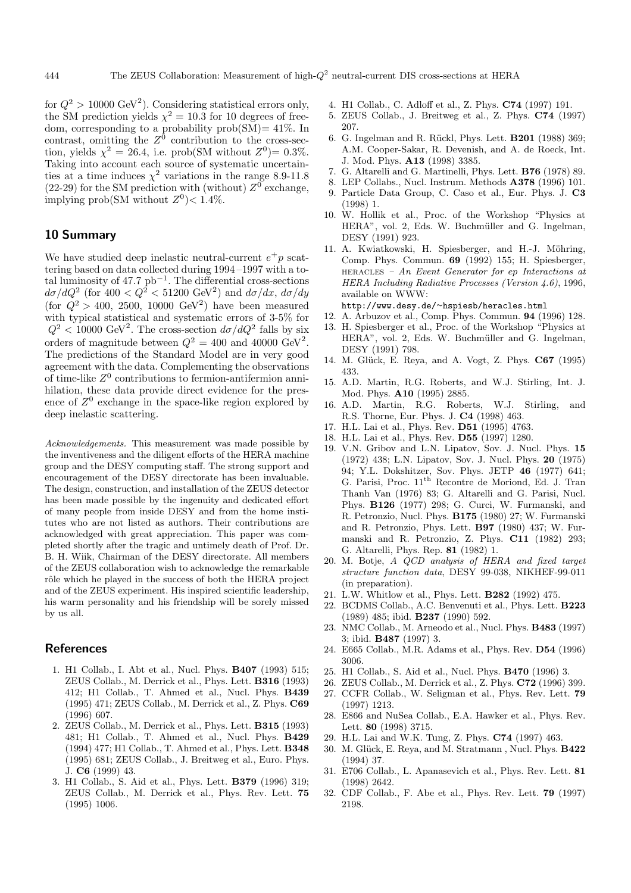for $Q^2 > 10000$ GeV$^2$). Considering statistical errors only, the SM prediction yields $\chi^2 = 10.3$ for 10 degrees of freedom, corresponding to a probability prob(SM)= 41%. In contrast, omitting the $Z^0$ contribution to the cross-section, yields $\chi^2 = 26.4$, i.e. prob(SM without $Z^0$)= 0.3%. Taking into account each source of systematic uncertainties at a time induces $\chi^2$ variations in the range 8.9-11.8 (22-29) for the SM prediction with (without) $Z^0$ exchange, implying prob(SM without $Z^0$)< 1.4%.

## 10 Summary

We have studied deep inelastic neutral-current $e^+p$ scattering based on data collected during 1994–1997 with a total luminosity of 47.7 pb$^{-1}$. The differential cross-sections $d\sigma/dQ^2$ (for $400 < Q^2 < 51200$ GeV$^2$) and $d\sigma/dx$, $d\sigma/dy$ (for $Q^2 > 400$, 2500, 10000 GeV$^2$) have been measured with typical statistical and systematic errors of 3-5% for $Q^2 < 10000$ GeV$^2$. The cross-section $d\sigma/dQ^2$ falls by six orders of magnitude between $Q^2 = 400$ and 40000 GeV$^2$. The predictions of the Standard Model are in very good agreement with the data. Complementing the observations of time-like $Z^0$ contributions to fermion-antifermion annihilation, these data provide direct evidence for the presence of $Z^0$ exchange in the space-like region explored by deep inelastic scattering.

*Acknowledgements.* This measurement was made possible by the inventiveness and the diligent efforts of the HERA machine group and the DESY computing staff. The strong support and encouragement of the DESY directorate has been invaluable. The design, construction, and installation of the ZEUS detector has been made possible by the ingenuity and dedicated effort of many people from inside DESY and from the home institutes who are not listed as authors. Their contributions are acknowledged with great appreciation. This paper was completed shortly after the tragic and untimely death of Prof. Dr. B. H. Wiik, Chairman of the DESY directorate. All members of the ZEUS collaboration wish to acknowledge the remarkable rôle which he played in the success of both the HERA project and of the ZEUS experiment. His inspired scientific leadership, his warm personality and his friendship will be sorely missed by us all.

## References

1. H1 Collab., I. Abt et al., Nucl. Phys. **B407** (1993) 515; ZEUS Collab., M. Derrick et al., Phys. Lett. **B316** (1993) 412; H1 Collab., T. Ahmed et al., Nucl. Phys. **B439** (1995) 471; ZEUS Collab., M. Derrick et al., Z. Phys. **C69** (1996) 607.
2. ZEUS Collab., M. Derrick et al., Phys. Lett. **B315** (1993) 481; H1 Collab., T. Ahmed et al., Nucl. Phys. **B429** (1994) 477; H1 Collab., T. Ahmed et al., Phys. Lett. **B348** (1995) 681; ZEUS Collab., J. Breitweg et al., Euro. Phys. J. **C6** (1999) 43.
3. H1 Collab., S. Aid et al., Phys. Lett. **B379** (1996) 319; ZEUS Collab., M. Derrick et al., Phys. Rev. Lett. **75** (1995) 1006.
4. H1 Collab., C. Adloff et al., Z. Phys. **C74** (1997) 191.
5. ZEUS Collab., J. Breitweg et al., Z. Phys. **C74** (1997) 207.
6. G. Ingelman and R. Rückl, Phys. Lett. **B201** (1988) 369; A.M. Cooper-Sakar, R. Devenish, and A. de Roeck, Int. J. Mod. Phys. **A13** (1998) 3385.
7. G. Altarelli and G. Martinelli, Phys. Lett. **B76** (1978) 89.
8. LEP Collabs., Nucl. Instrum. Methods **A378** (1996) 101.
9. Particle Data Group, C. Caso et al., Eur. Phys. J. **C3** (1998) 1.
10. W. Hollik et al., Proc. of the Workshop "Physics at HERA", vol. 2, Eds. W. Buchmüller and G. Ingelman, DESY (1991) 923.
11. A. Kwiatkowski, H. Spiesberger, and H.-J. Möhring, Comp. Phys. Commun. **69** (1992) 155; H. Spiesberger, HERACLES – *An Event Generator for ep Interactions at HERA Including Radiative Processes (Version 4.6)*, 1996, available on WWW: `http://www.desy.de/~hspiesb/heracles.html`
12. A. Arbuzov et al., Comp. Phys. Commun. **94** (1996) 128.
13. H. Spiesberger et al., Proc. of the Workshop "Physics at HERA", vol. 2, Eds. W. Buchmüller and G. Ingelman, DESY (1991) 798.
14. M. Glück, E. Reya, and A. Vogt, Z. Phys. **C67** (1995) 433.
15. A.D. Martin, R.G. Roberts, and W.J. Stirling, Int. J. Mod. Phys. **A10** (1995) 2885.
16. A.D. Martin, R.G. Roberts, W.J. Stirling, and R.S. Thorne, Eur. Phys. J. **C4** (1998) 463.
17. H.L. Lai et al., Phys. Rev. **D51** (1995) 4763.
18. H.L. Lai et al., Phys. Rev. **D55** (1997) 1280.
19. V.N. Gribov and L.N. Lipatov, Sov. J. Nucl. Phys. **15** (1972) 438; L.N. Lipatov, Sov. J. Nucl. Phys. **20** (1975) 94; Y.L. Dokshitzer, Sov. Phys. JETP **46** (1977) 641; G. Parisi, Proc. 11$^{\text{th}}$ Recontre de Moriond, Ed. J. Tran Thanh Van (1976) 83; G. Altarelli and G. Parisi, Nucl. Phys. **B126** (1977) 298; G. Curci, W. Furmanski, and R. Petronzio, Nucl. Phys. **B175** (1980) 27; W. Furmanski and R. Petronzio, Phys. Lett. **B97** (1980) 437; W. Furmanski and R. Petronzio, Z. Phys. **C11** (1982) 293; G. Altarelli, Phys. Rep. **81** (1982) 1.
20. M. Botje, *A QCD analysis of HERA and fixed target structure function data*, DESY 99-038, NIKHEF-99-011 (in preparation).
21. L.W. Whitlow et al., Phys. Lett. **B282** (1992) 475.
22. BCDMS Collab., A.C. Benvenuti et al., Phys. Lett. **B223** (1989) 485; ibid. **B237** (1990) 592.
23. NMC Collab., M. Arneodo et al., Nucl. Phys. **B483** (1997) 3; ibid. **B487** (1997) 3.
24. E665 Collab., M.R. Adams et al., Phys. Rev. **D54** (1996) 3006.
25. H1 Collab., S. Aid et al., Nucl. Phys. **B470** (1996) 3.
26. ZEUS Collab., M. Derrick et al., Z. Phys. **C72** (1996) 399.
27. CCFR Collab., W. Seligman et al., Phys. Rev. Lett. **79** (1997) 1213.
28. E866 and NuSea Collab., E.A. Hawker et al., Phys. Rev. Lett. **80** (1998) 3715.
29. H.L. Lai and W.K. Tung, Z. Phys. **C74** (1997) 463.
30. M. Glück, E. Reya, and M. Stratmann , Nucl. Phys. **B422** (1994) 37.
31. E706 Collab., L. Apanasevich et al., Phys. Rev. Lett. **81** (1998) 2642.
32. CDF Collab., F. Abe et al., Phys. Rev. Lett. **79** (1997) 2198.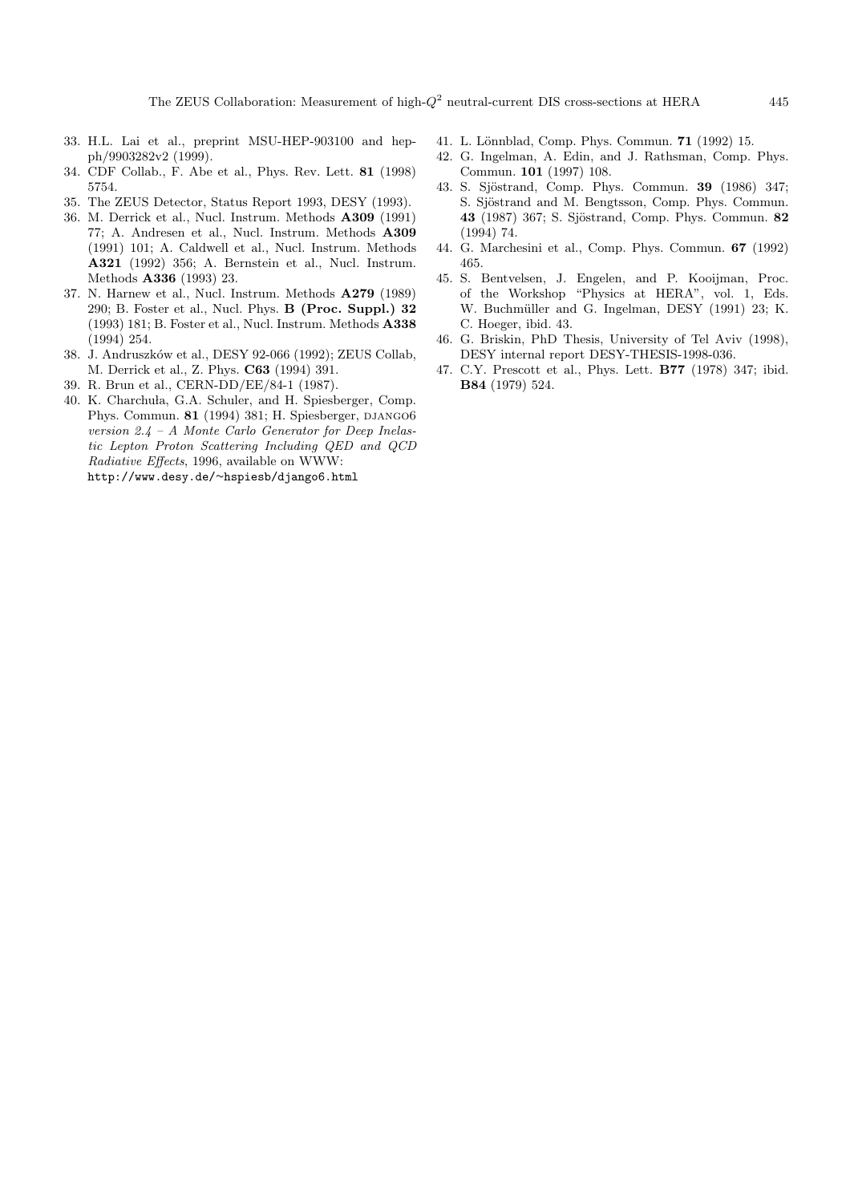33. H.L. Lai et al., preprint MSU-HEP-903100 and hep-ph/9903282v2 (1999).
34. CDF Collab., F. Abe et al., Phys. Rev. Lett. **81** (1998) 5754.
35. The ZEUS Detector, Status Report 1993, DESY (1993).
36. M. Derrick et al., Nucl. Instrum. Methods **A309** (1991) 77; A. Andresen et al., Nucl. Instrum. Methods **A309** (1991) 101; A. Caldwell et al., Nucl. Instrum. Methods **A321** (1992) 356; A. Bernstein et al., Nucl. Instrum. Methods **A336** (1993) 23.
37. N. Harnew et al., Nucl. Instrum. Methods **A279** (1989) 290; B. Foster et al., Nucl. Phys. **B (Proc. Suppl.) 32** (1993) 181; B. Foster et al., Nucl. Instrum. Methods **A338** (1994) 254.
38. J. Andruszków et al., DESY 92-066 (1992); ZEUS Collab, M. Derrick et al., Z. Phys. **C63** (1994) 391.
39. R. Brun et al., CERN-DD/EE/84-1 (1987).
40. K. Charchuła, G.A. Schuler, and H. Spiesberger, Comp. Phys. Commun. **81** (1994) 381; H. Spiesberger, DJANGO6 *version 2.4 – A Monte Carlo Generator for Deep Inelastic Lepton Proton Scattering Including QED and QCD Radiative Effects*, 1996, available on WWW: `http://www.desy.de/~hspiesb/django6.html`
41. L. Lönnblad, Comp. Phys. Commun. **71** (1992) 15.
42. G. Ingelman, A. Edin, and J. Rathsman, Comp. Phys. Commun. **101** (1997) 108.
43. S. Sjöstrand, Comp. Phys. Commun. **39** (1986) 347; S. Sjöstrand and M. Bengtsson, Comp. Phys. Commun. **43** (1987) 367; S. Sjöstrand, Comp. Phys. Commun. **82** (1994) 74.
44. G. Marchesini et al., Comp. Phys. Commun. **67** (1992) 465.
45. S. Bentvelsen, J. Engelen, and P. Kooijman, Proc. of the Workshop "Physics at HERA", vol. 1, Eds. W. Buchmüller and G. Ingelman, DESY (1991) 23; K. C. Hoeger, ibid. 43.
46. G. Briskin, PhD Thesis, University of Tel Aviv (1998), DESY internal report DESY-THESIS-1998-036.
47. C.Y. Prescott et al., Phys. Lett. **B77** (1978) 347; ibid. **B84** (1979) 524.